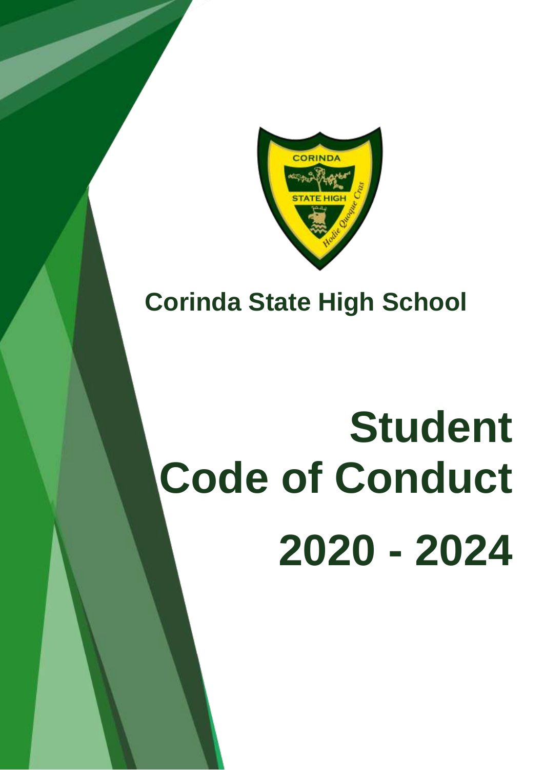Corinda State High School

# Student Code of Conduct

# 2020 - 2024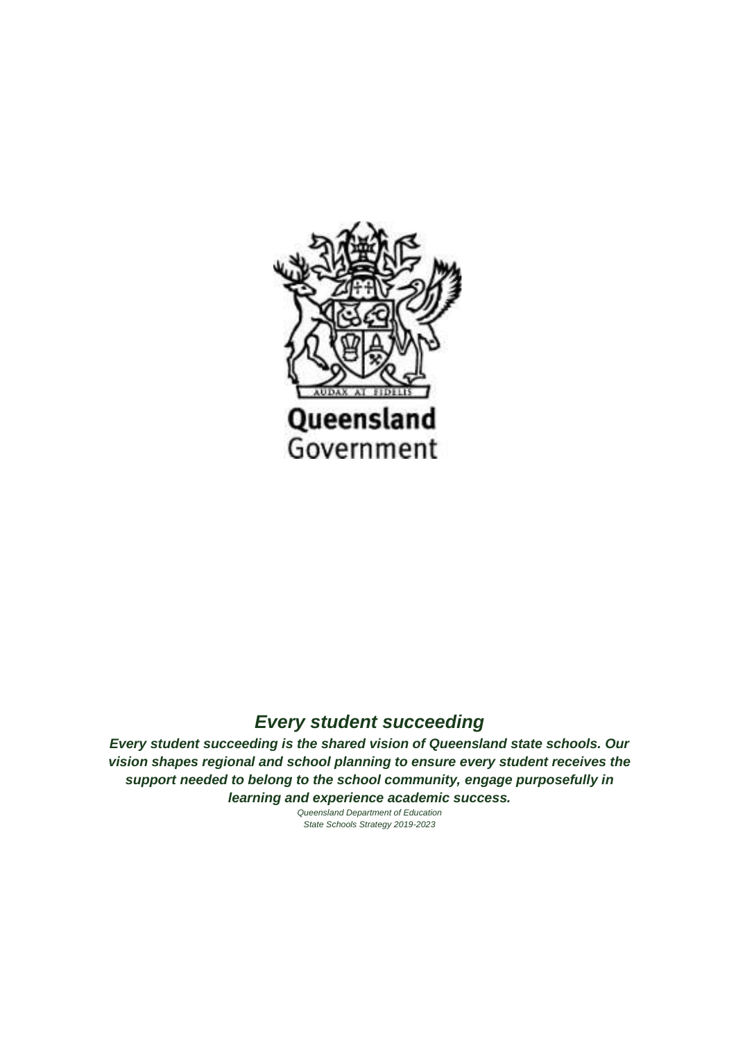Queensland
Government

## *Every student succeeding*

***Every student succeeding is the shared vision of Queensland state schools. Our vision shapes regional and school planning to ensure every student receives the support needed to belong to the school community, engage purposefully in learning and experience academic success.***

*Queensland Department of Education*
*State Schools Strategy 2019-2023*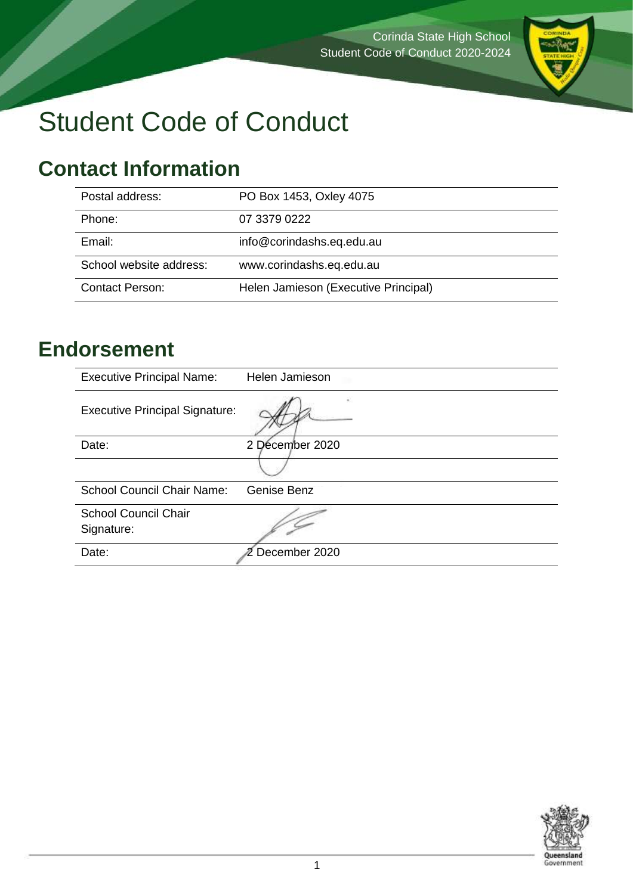# Student Code of Conduct

## Contact Information

| | |
|---|---|
| Postal address: | PO Box 1453, Oxley 4075 |
| Phone: | 07 3379 0222 |
| Email: | info@corindashs.eq.edu.au |
| School website address: | www.corindashs.eq.edu.au |
| Contact Person: | Helen Jamieson (Executive Principal) |

## Endorsement

| | |
|---|---|
| Executive Principal Name: | Helen Jamieson |
| Executive Principal Signature: | |
| Date: | 2 December 2020 |
| | |
| School Council Chair Name: | Genise Benz |
| School Council Chair Signature: | |
| Date: | 2 December 2020 |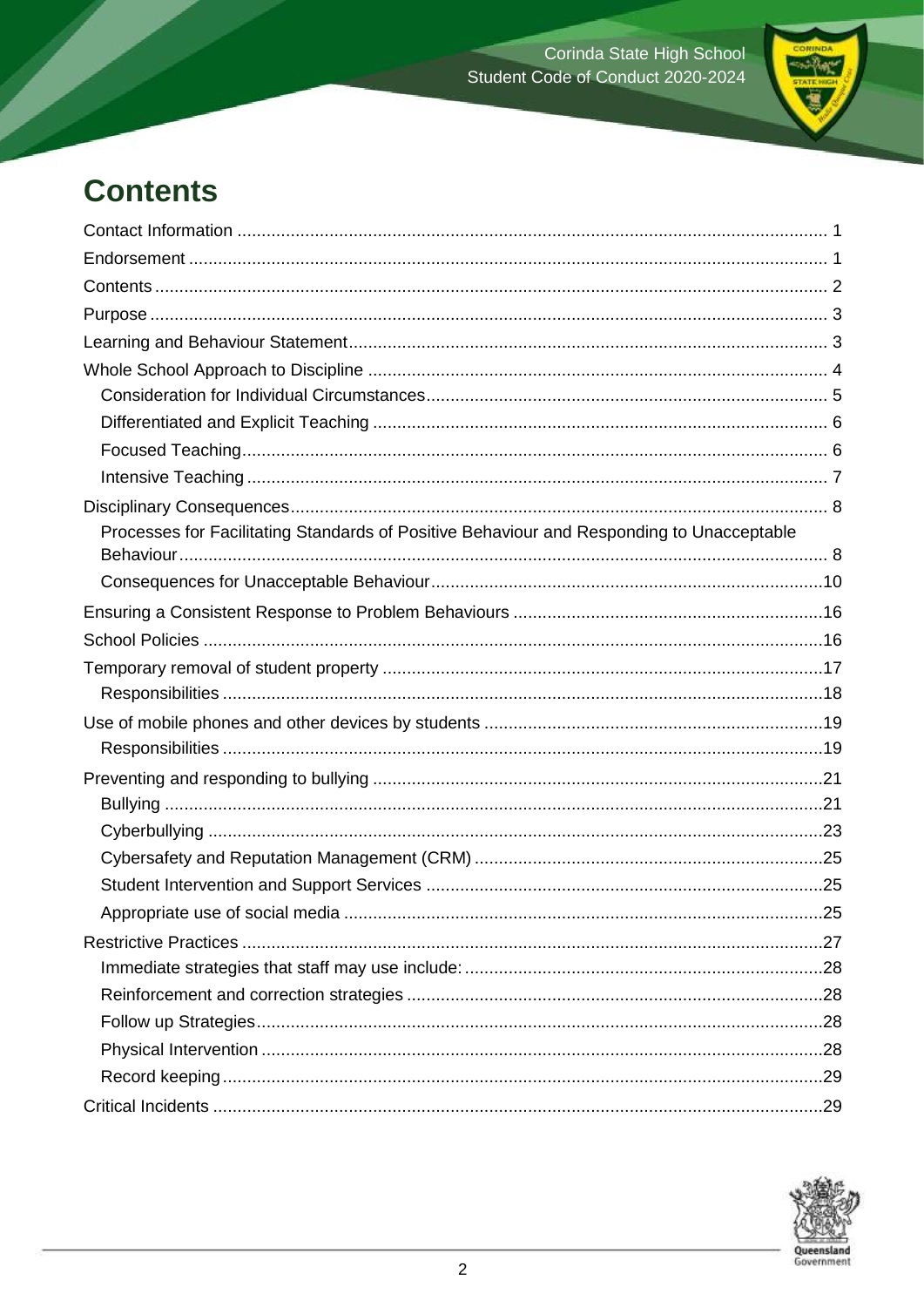# Contents

Contact Information ........................................................................................................................ 1
Endorsement .................................................................................................................................. 1
Contents .......................................................................................................................................... 2
Purpose ........................................................................................................................................... 3
Learning and Behaviour Statement ................................................................................................ 3
Whole School Approach to Discipline ............................................................................................. 4
- Consideration for Individual Circumstances ................................................................................ 5
- Differentiated and Explicit Teaching ............................................................................................ 6
- Focused Teaching ........................................................................................................................ 6
- Intensive Teaching ....................................................................................................................... 7

Disciplinary Consequences ............................................................................................................. 8
- Processes for Facilitating Standards of Positive Behaviour and Responding to Unacceptable Behaviour ....................................................................................................................................... 8
- Consequences for Unacceptable Behaviour ............................................................................... 10

Ensuring a Consistent Response to Problem Behaviours ............................................................. 16
School Policies ............................................................................................................................... 16
Temporary removal of student property ........................................................................................ 17
- Responsibilities ........................................................................................................................... 18

Use of mobile phones and other devices by students ................................................................... 19
- Responsibilities ........................................................................................................................... 19

Preventing and responding to bullying ........................................................................................... 21
- Bullying ....................................................................................................................................... 21
- Cyberbullying .............................................................................................................................. 23
- Cybersafety and Reputation Management (CRM) ...................................................................... 25
- Student Intervention and Support Services ................................................................................ 25
- Appropriate use of social media .................................................................................................. 25

Restrictive Practices ....................................................................................................................... 27
- Immediate strategies that staff may use include: ......................................................................... 28
- Reinforcement and correction strategies .................................................................................... 28
- Follow up Strategies ................................................................................................................... 28
- Physical Intervention ................................................................................................................... 28
- Record keeping ........................................................................................................................... 29

Critical Incidents ............................................................................................................................. 29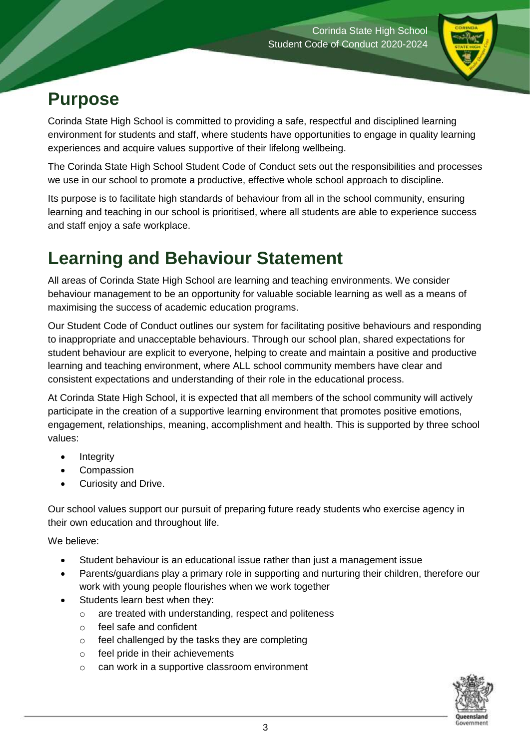# Purpose

Corinda State High School is committed to providing a safe, respectful and disciplined learning environment for students and staff, where students have opportunities to engage in quality learning experiences and acquire values supportive of their lifelong wellbeing.

The Corinda State High School Student Code of Conduct sets out the responsibilities and processes we use in our school to promote a productive, effective whole school approach to discipline.

Its purpose is to facilitate high standards of behaviour from all in the school community, ensuring learning and teaching in our school is prioritised, where all students are able to experience success and staff enjoy a safe workplace.

# Learning and Behaviour Statement

All areas of Corinda State High School are learning and teaching environments. We consider behaviour management to be an opportunity for valuable sociable learning as well as a means of maximising the success of academic education programs.

Our Student Code of Conduct outlines our system for facilitating positive behaviours and responding to inappropriate and unacceptable behaviours. Through our school plan, shared expectations for student behaviour are explicit to everyone, helping to create and maintain a positive and productive learning and teaching environment, where ALL school community members have clear and consistent expectations and understanding of their role in the educational process.

At Corinda State High School, it is expected that all members of the school community will actively participate in the creation of a supportive learning environment that promotes positive emotions, engagement, relationships, meaning, accomplishment and health. This is supported by three school values:

- Integrity
- Compassion
- Curiosity and Drive.

Our school values support our pursuit of preparing future ready students who exercise agency in their own education and throughout life.

We believe:

- Student behaviour is an educational issue rather than just a management issue
- Parents/guardians play a primary role in supporting and nurturing their children, therefore our work with young people flourishes when we work together
- Students learn best when they:
  - are treated with understanding, respect and politeness
  - feel safe and confident
  - feel challenged by the tasks they are completing
  - feel pride in their achievements
  - can work in a supportive classroom environment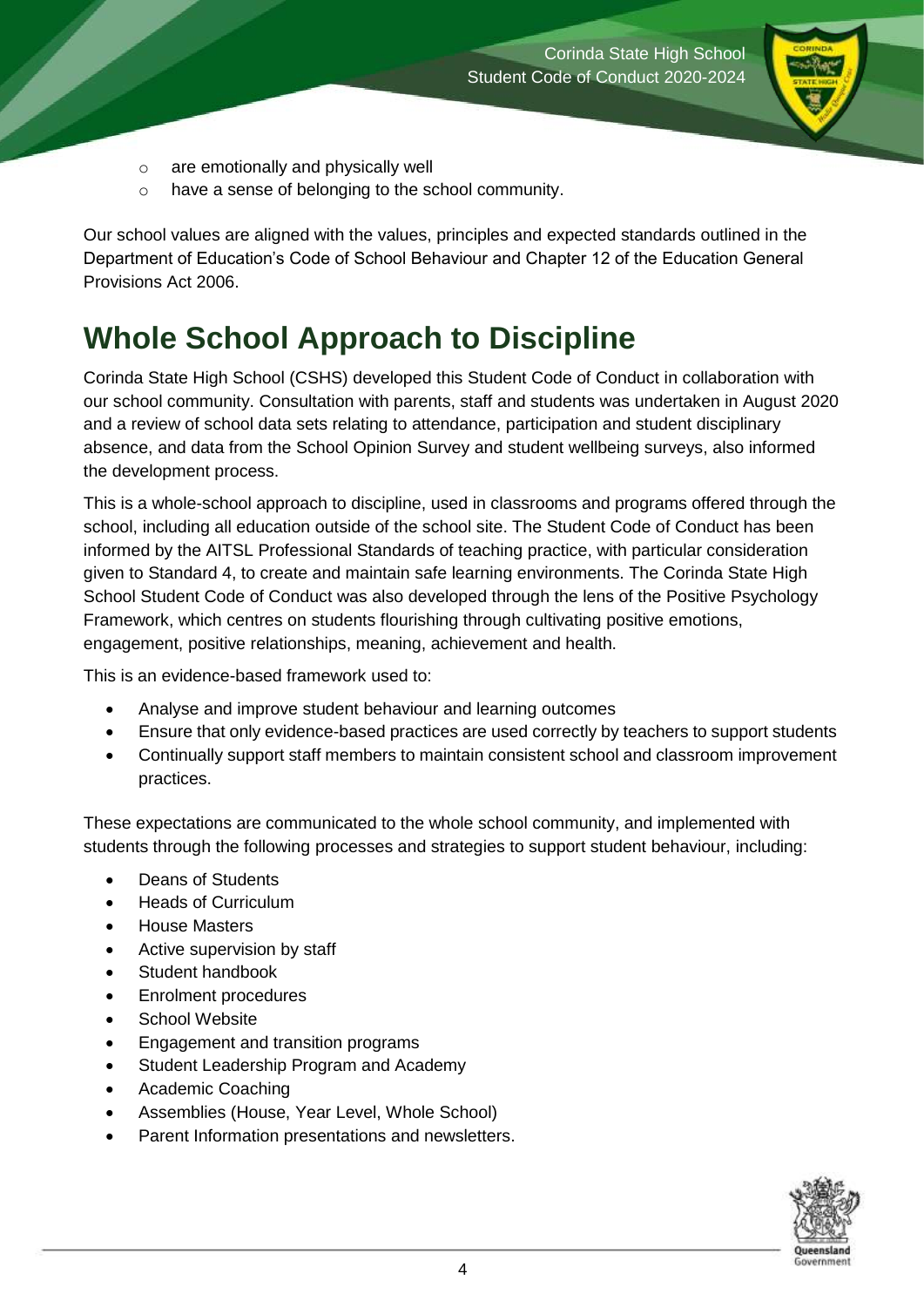- are emotionally and physically well
- have a sense of belonging to the school community.

Our school values are aligned with the values, principles and expected standards outlined in the Department of Education's Code of School Behaviour and Chapter 12 of the Education General Provisions Act 2006.

# Whole School Approach to Discipline

Corinda State High School (CSHS) developed this Student Code of Conduct in collaboration with our school community. Consultation with parents, staff and students was undertaken in August 2020 and a review of school data sets relating to attendance, participation and student disciplinary absence, and data from the School Opinion Survey and student wellbeing surveys, also informed the development process.

This is a whole-school approach to discipline, used in classrooms and programs offered through the school, including all education outside of the school site. The Student Code of Conduct has been informed by the AITSL Professional Standards of teaching practice, with particular consideration given to Standard 4, to create and maintain safe learning environments. The Corinda State High School Student Code of Conduct was also developed through the lens of the Positive Psychology Framework, which centres on students flourishing through cultivating positive emotions, engagement, positive relationships, meaning, achievement and health.

This is an evidence-based framework used to:

- Analyse and improve student behaviour and learning outcomes
- Ensure that only evidence-based practices are used correctly by teachers to support students
- Continually support staff members to maintain consistent school and classroom improvement practices.

These expectations are communicated to the whole school community, and implemented with students through the following processes and strategies to support student behaviour, including:

- Deans of Students
- Heads of Curriculum
- House Masters
- Active supervision by staff
- Student handbook
- Enrolment procedures
- School Website
- Engagement and transition programs
- Student Leadership Program and Academy
- Academic Coaching
- Assemblies (House, Year Level, Whole School)
- Parent Information presentations and newsletters.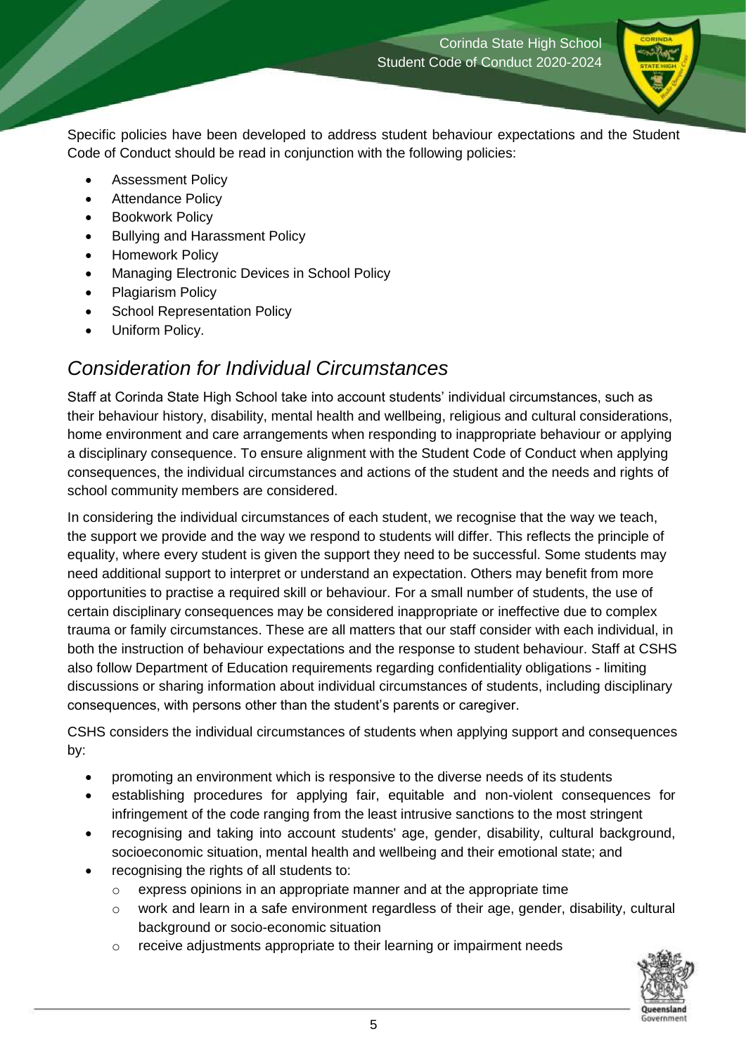Specific policies have been developed to address student behaviour expectations and the Student Code of Conduct should be read in conjunction with the following policies:

- Assessment Policy
- Attendance Policy
- Bookwork Policy
- Bullying and Harassment Policy
- Homework Policy
- Managing Electronic Devices in School Policy
- Plagiarism Policy
- School Representation Policy
- Uniform Policy.

## *Consideration for Individual Circumstances*

Staff at Corinda State High School take into account students' individual circumstances, such as their behaviour history, disability, mental health and wellbeing, religious and cultural considerations, home environment and care arrangements when responding to inappropriate behaviour or applying a disciplinary consequence. To ensure alignment with the Student Code of Conduct when applying consequences, the individual circumstances and actions of the student and the needs and rights of school community members are considered.

In considering the individual circumstances of each student, we recognise that the way we teach, the support we provide and the way we respond to students will differ. This reflects the principle of equality, where every student is given the support they need to be successful. Some students may need additional support to interpret or understand an expectation. Others may benefit from more opportunities to practise a required skill or behaviour. For a small number of students, the use of certain disciplinary consequences may be considered inappropriate or ineffective due to complex trauma or family circumstances. These are all matters that our staff consider with each individual, in both the instruction of behaviour expectations and the response to student behaviour. Staff at CSHS also follow Department of Education requirements regarding confidentiality obligations - limiting discussions or sharing information about individual circumstances of students, including disciplinary consequences, with persons other than the student's parents or caregiver.

CSHS considers the individual circumstances of students when applying support and consequences by:

- promoting an environment which is responsive to the diverse needs of its students
- establishing procedures for applying fair, equitable and non-violent consequences for infringement of the code ranging from the least intrusive sanctions to the most stringent
- recognising and taking into account students' age, gender, disability, cultural background, socioeconomic situation, mental health and wellbeing and their emotional state; and
- recognising the rights of all students to:
  - express opinions in an appropriate manner and at the appropriate time
  - work and learn in a safe environment regardless of their age, gender, disability, cultural background or socio-economic situation
  - receive adjustments appropriate to their learning or impairment needs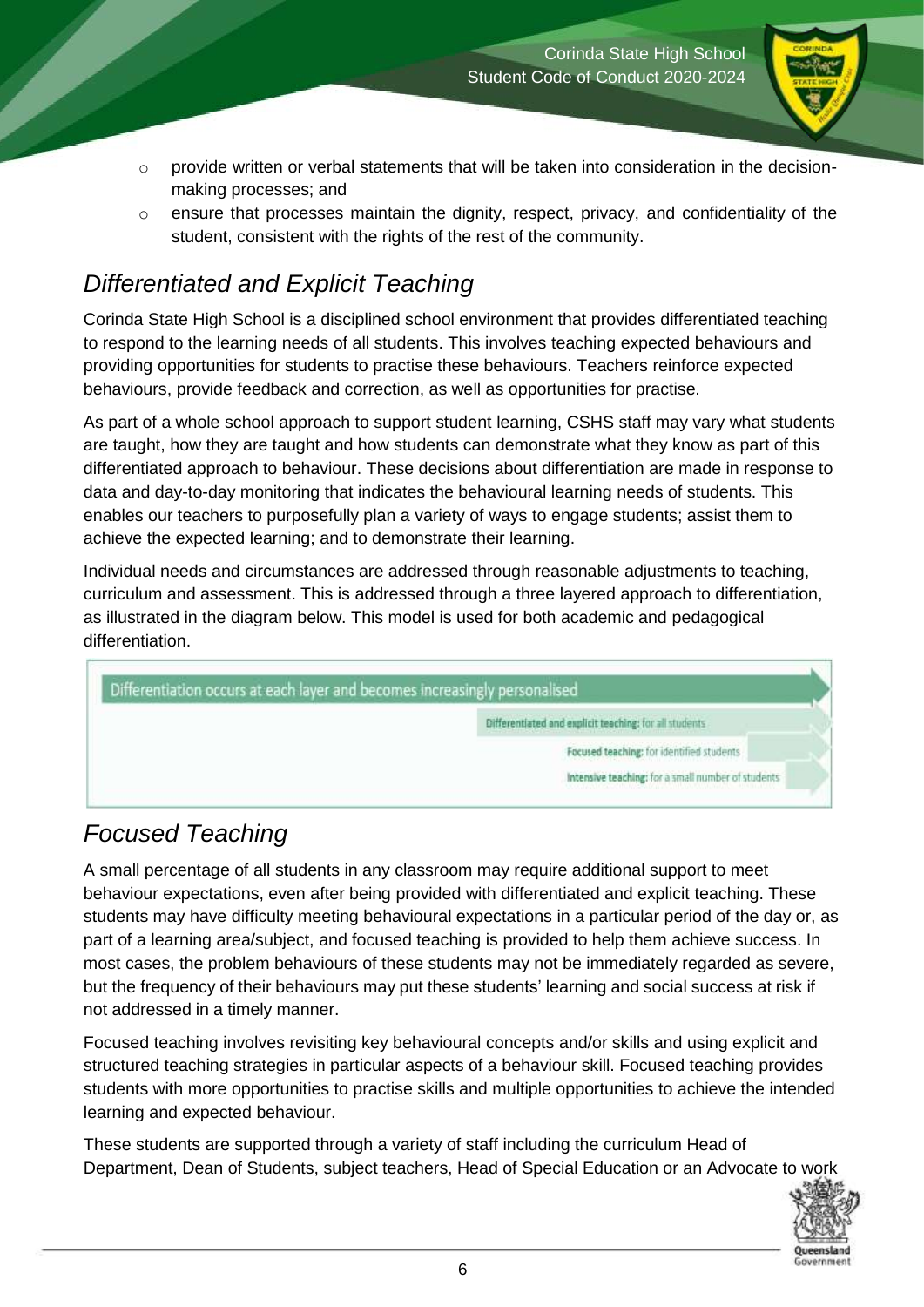- provide written or verbal statements that will be taken into consideration in the decision-making processes; and
- ensure that processes maintain the dignity, respect, privacy, and confidentiality of the student, consistent with the rights of the rest of the community.

## *Differentiated and Explicit Teaching*

Corinda State High School is a disciplined school environment that provides differentiated teaching to respond to the learning needs of all students. This involves teaching expected behaviours and providing opportunities for students to practise these behaviours. Teachers reinforce expected behaviours, provide feedback and correction, as well as opportunities for practise.

As part of a whole school approach to support student learning, CSHS staff may vary what students are taught, how they are taught and how students can demonstrate what they know as part of this differentiated approach to behaviour. These decisions about differentiation are made in response to data and day-to-day monitoring that indicates the behavioural learning needs of students. This enables our teachers to purposefully plan a variety of ways to engage students; assist them to achieve the expected learning; and to demonstrate their learning.

Individual needs and circumstances are addressed through reasonable adjustments to teaching, curriculum and assessment. This is addressed through a three layered approach to differentiation, as illustrated in the diagram below. This model is used for both academic and pedagogical differentiation.

Differentiation occurs at each layer and becomes increasingly personalised

- **Differentiated and explicit teaching:** for all students
- **Focused teaching:** for identified students
- **Intensive teaching:** for a small number of students

## *Focused Teaching*

A small percentage of all students in any classroom may require additional support to meet behaviour expectations, even after being provided with differentiated and explicit teaching. These students may have difficulty meeting behavioural expectations in a particular period of the day or, as part of a learning area/subject, and focused teaching is provided to help them achieve success. In most cases, the problem behaviours of these students may not be immediately regarded as severe, but the frequency of their behaviours may put these students' learning and social success at risk if not addressed in a timely manner.

Focused teaching involves revisiting key behavioural concepts and/or skills and using explicit and structured teaching strategies in particular aspects of a behaviour skill. Focused teaching provides students with more opportunities to practise skills and multiple opportunities to achieve the intended learning and expected behaviour.

These students are supported through a variety of staff including the curriculum Head of Department, Dean of Students, subject teachers, Head of Special Education or an Advocate to work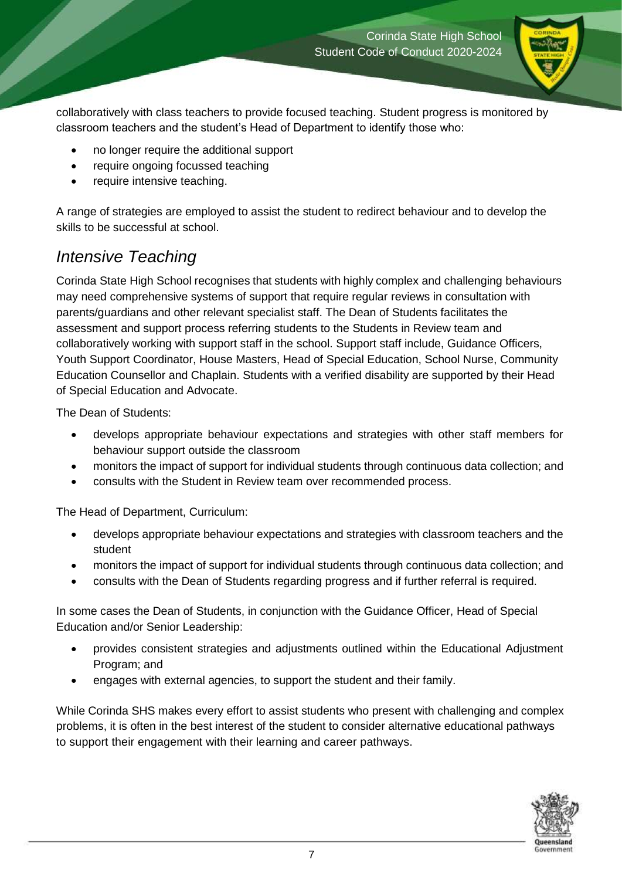collaboratively with class teachers to provide focused teaching. Student progress is monitored by classroom teachers and the student's Head of Department to identify those who:

- no longer require the additional support
- require ongoing focussed teaching
- require intensive teaching.

A range of strategies are employed to assist the student to redirect behaviour and to develop the skills to be successful at school.

## *Intensive Teaching*

Corinda State High School recognises that students with highly complex and challenging behaviours may need comprehensive systems of support that require regular reviews in consultation with parents/guardians and other relevant specialist staff. The Dean of Students facilitates the assessment and support process referring students to the Students in Review team and collaboratively working with support staff in the school. Support staff include, Guidance Officers, Youth Support Coordinator, House Masters, Head of Special Education, School Nurse, Community Education Counsellor and Chaplain. Students with a verified disability are supported by their Head of Special Education and Advocate.

The Dean of Students:

- develops appropriate behaviour expectations and strategies with other staff members for behaviour support outside the classroom
- monitors the impact of support for individual students through continuous data collection; and
- consults with the Student in Review team over recommended process.

The Head of Department, Curriculum:

- develops appropriate behaviour expectations and strategies with classroom teachers and the student
- monitors the impact of support for individual students through continuous data collection; and
- consults with the Dean of Students regarding progress and if further referral is required.

In some cases the Dean of Students, in conjunction with the Guidance Officer, Head of Special Education and/or Senior Leadership:

- provides consistent strategies and adjustments outlined within the Educational Adjustment Program; and
- engages with external agencies, to support the student and their family.

While Corinda SHS makes every effort to assist students who present with challenging and complex problems, it is often in the best interest of the student to consider alternative educational pathways to support their engagement with their learning and career pathways.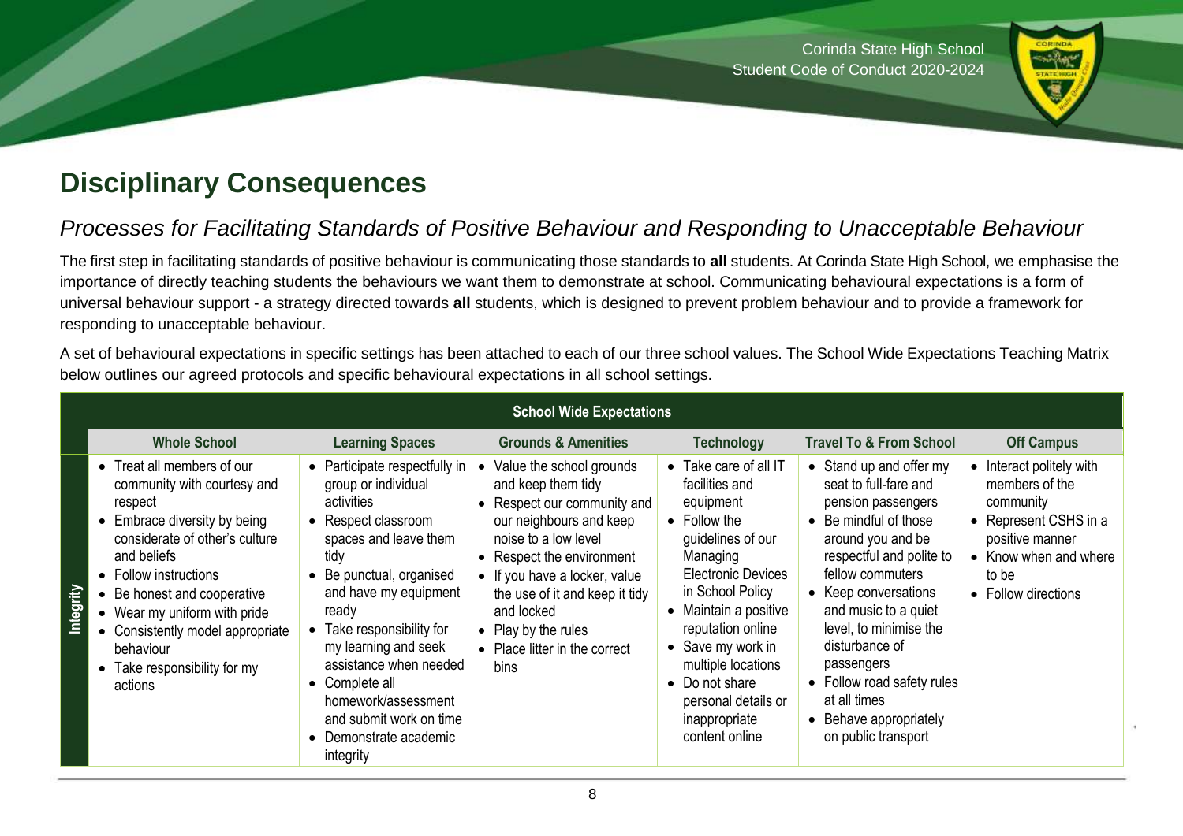## Disciplinary Consequences

### *Processes for Facilitating Standards of Positive Behaviour and Responding to Unacceptable Behaviour*

The first step in facilitating standards of positive behaviour is communicating those standards to **all** students. At Corinda State High School, we emphasise the importance of directly teaching students the behaviours we want them to demonstrate at school. Communicating behavioural expectations is a form of universal behaviour support - a strategy directed towards **all** students, which is designed to prevent problem behaviour and to provide a framework for responding to unacceptable behaviour.

A set of behavioural expectations in specific settings has been attached to each of our three school values. The School Wide Expectations Teaching Matrix below outlines our agreed protocols and specific behavioural expectations in all school settings.

| **School Wide Expectations** | | | | | | |
|---|---|---|---|---|---|---|
| | **Whole School** | **Learning Spaces** | **Grounds & Amenities** | **Technology** | **Travel To & From School** | **Off Campus** |
| **Integrity** | • Treat all members of our community with courtesy and respect<br>• Embrace diversity by being considerate of other's culture and beliefs<br>• Follow instructions<br>• Be honest and cooperative<br>• Wear my uniform with pride<br>• Consistently model appropriate behaviour<br>• Take responsibility for my actions | • Participate respectfully in group or individual activities<br>• Respect classroom spaces and leave them tidy<br>• Be punctual, organised and have my equipment ready<br>• Take responsibility for my learning and seek assistance when needed<br>• Complete all homework/assessment and submit work on time<br>• Demonstrate academic integrity | • Value the school grounds and keep them tidy<br>• Respect our community and our neighbours and keep noise to a low level<br>• Respect the environment<br>• If you have a locker, value the use of it and keep it tidy and locked<br>• Play by the rules<br>• Place litter in the correct bins | • Take care of all IT facilities and equipment<br>• Follow the guidelines of our Managing Electronic Devices in School Policy<br>• Maintain a positive reputation online<br>• Save my work in multiple locations<br>• Do not share personal details or inappropriate content online | • Stand up and offer my seat to full-fare and pension passengers<br>• Be mindful of those around you and be respectful and polite to fellow commuters<br>• Keep conversations and music to a quiet level, to minimise the disturbance of passengers<br>• Follow road safety rules at all times<br>• Behave appropriately on public transport | • Interact politely with members of the community<br>• Represent CSHS in a positive manner<br>• Know when and where to be<br>• Follow directions |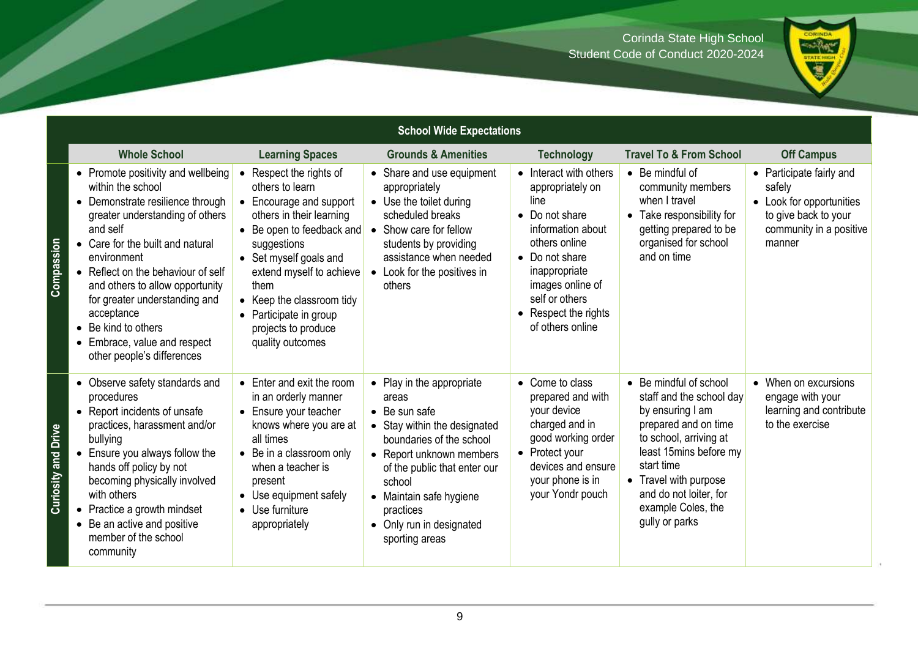| School Wide Expectations | | | | | | |
|---|---|---|---|---|---|---|
| | **Whole School** | **Learning Spaces** | **Grounds & Amenities** | **Technology** | **Travel To & From School** | **Off Campus** |
| **Compassion** | • Promote positivity and wellbeing within the school<br>• Demonstrate resilience through greater understanding of others and self<br>• Care for the built and natural environment<br>• Reflect on the behaviour of self and others to allow opportunity for greater understanding and acceptance<br>• Be kind to others<br>• Embrace, value and respect other people's differences | • Respect the rights of others to learn<br>• Encourage and support others in their learning<br>• Be open to feedback and suggestions<br>• Set myself goals and extend myself to achieve them<br>• Keep the classroom tidy<br>• Participate in group projects to produce quality outcomes | • Share and use equipment appropriately<br>• Use the toilet during scheduled breaks<br>• Show care for fellow students by providing assistance when needed<br>• Look for the positives in others | • Interact with others appropriately on line<br>• Do not share information about others online<br>• Do not share inappropriate images online of self or others<br>• Respect the rights of others online | • Be mindful of community members when I travel<br>• Take responsibility for getting prepared to be organised for school and on time | • Participate fairly and safely<br>• Look for opportunities to give back to your community in a positive manner |
| **Curiosity and Drive** | • Observe safety standards and procedures<br>• Report incidents of unsafe practices, harassment and/or bullying<br>• Ensure you always follow the hands off policy by not becoming physically involved with others<br>• Practice a growth mindset<br>• Be an active and positive member of the school community | • Enter and exit the room in an orderly manner<br>• Ensure your teacher knows where you are at all times<br>• Be in a classroom only when a teacher is present<br>• Use equipment safely<br>• Use furniture appropriately | • Play in the appropriate areas<br>• Be sun safe<br>• Stay within the designated boundaries of the school<br>• Report unknown members of the public that enter our school<br>• Maintain safe hygiene practices<br>• Only run in designated sporting areas | • Come to class prepared and with your device charged and in good working order<br>• Protect your devices and ensure your phone is in your Yondr pouch | • Be mindful of school staff and the school day by ensuring I am prepared and on time to school, arriving at least 15mins before my start time<br>• Travel with purpose and do not loiter, for example Coles, the gully or parks | • When on excursions engage with your learning and contribute to the exercise |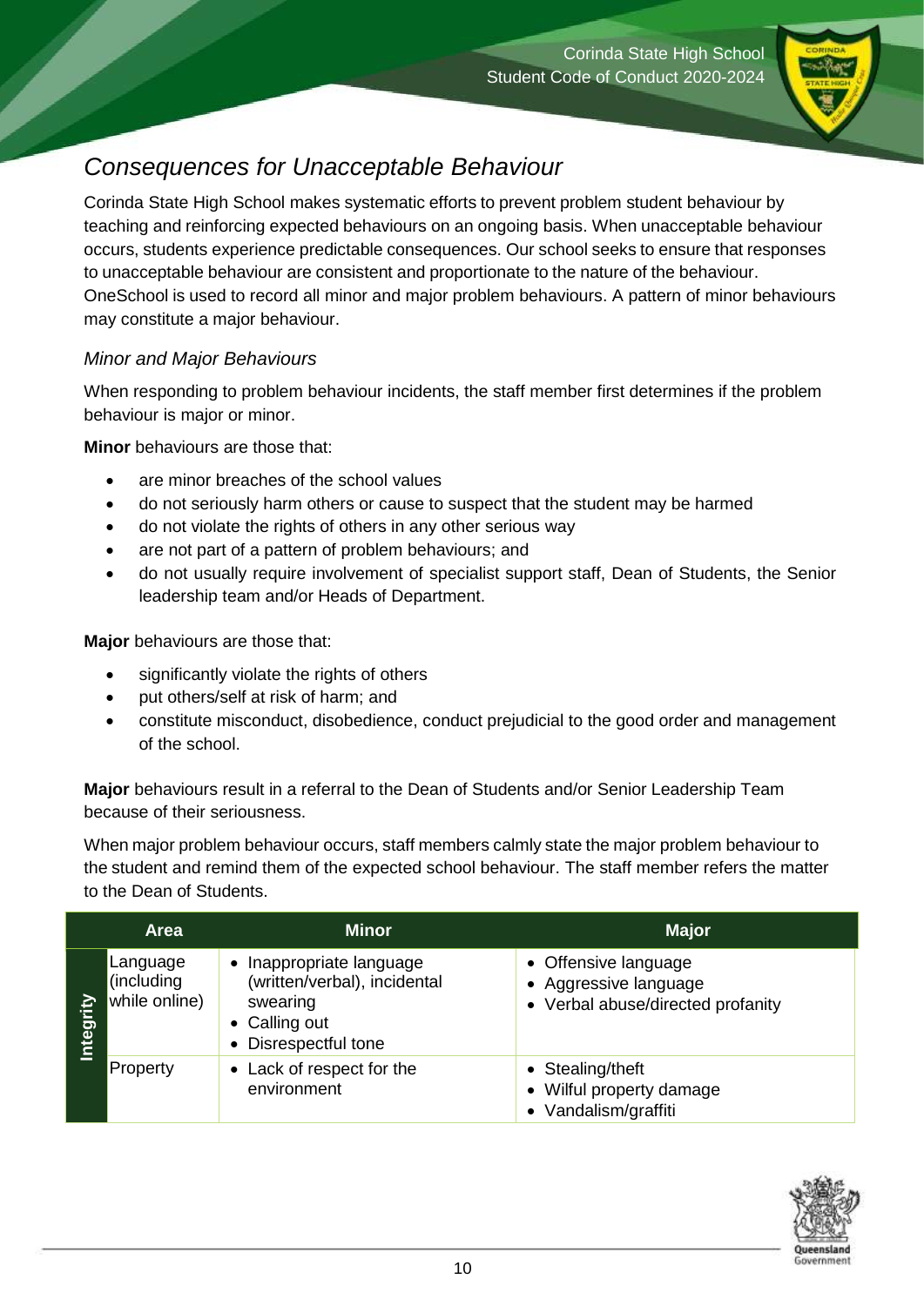## *Consequences for Unacceptable Behaviour*

Corinda State High School makes systematic efforts to prevent problem student behaviour by teaching and reinforcing expected behaviours on an ongoing basis. When unacceptable behaviour occurs, students experience predictable consequences. Our school seeks to ensure that responses to unacceptable behaviour are consistent and proportionate to the nature of the behaviour. OneSchool is used to record all minor and major problem behaviours. A pattern of minor behaviours may constitute a major behaviour.

### *Minor and Major Behaviours*

When responding to problem behaviour incidents, the staff member first determines if the problem behaviour is major or minor.

**Minor** behaviours are those that:

- are minor breaches of the school values
- do not seriously harm others or cause to suspect that the student may be harmed
- do not violate the rights of others in any other serious way
- are not part of a pattern of problem behaviours; and
- do not usually require involvement of specialist support staff, Dean of Students, the Senior leadership team and/or Heads of Department.

**Major** behaviours are those that:

- significantly violate the rights of others
- put others/self at risk of harm; and
- constitute misconduct, disobedience, conduct prejudicial to the good order and management of the school.

**Major** behaviours result in a referral to the Dean of Students and/or Senior Leadership Team because of their seriousness.

When major problem behaviour occurs, staff members calmly state the major problem behaviour to the student and remind them of the expected school behaviour. The staff member refers the matter to the Dean of Students.

| | Area | Minor | Major |
|---|---|---|---|
| Integrity | Language (including while online) | • Inappropriate language (written/verbal), incidental swearing<br>• Calling out<br>• Disrespectful tone | • Offensive language<br>• Aggressive language<br>• Verbal abuse/directed profanity |
| Integrity | Property | • Lack of respect for the environment | • Stealing/theft<br>• Wilful property damage<br>• Vandalism/graffiti |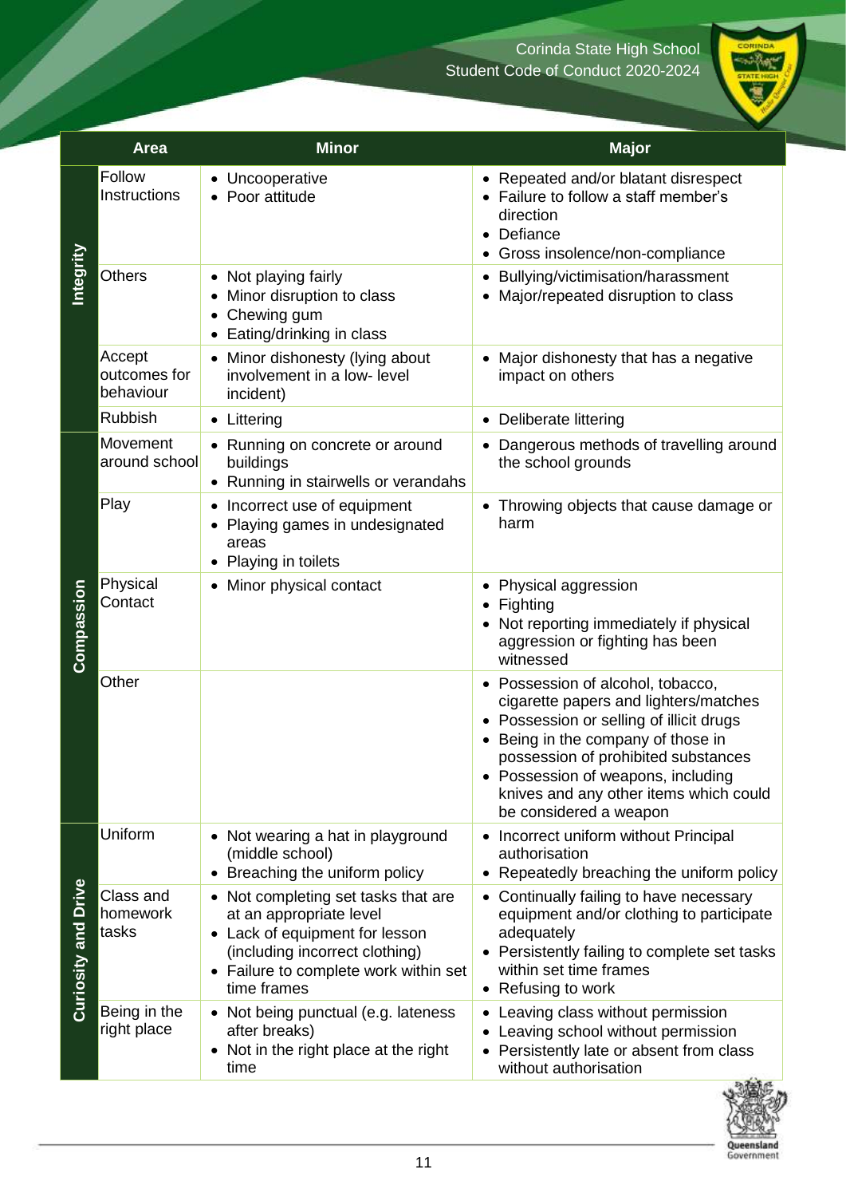| | Area | Minor | Major |
|---|---|---|---|
| Integrity | Follow Instructions | • Uncooperative<br>• Poor attitude | • Repeated and/or blatant disrespect<br>• Failure to follow a staff member's direction<br>• Defiance<br>• Gross insolence/non-compliance |
| | Others | • Not playing fairly<br>• Minor disruption to class<br>• Chewing gum<br>• Eating/drinking in class | • Bullying/victimisation/harassment<br>• Major/repeated disruption to class |
| | Accept outcomes for behaviour | • Minor dishonesty (lying about involvement in a low- level incident) | • Major dishonesty that has a negative impact on others |
| | Rubbish | • Littering | • Deliberate littering |
| Compassion | Movement around school | • Running on concrete or around buildings<br>• Running in stairwells or verandahs | • Dangerous methods of travelling around the school grounds |
| | Play | • Incorrect use of equipment<br>• Playing games in undesignated areas<br>• Playing in toilets | • Throwing objects that cause damage or harm |
| | Physical Contact | • Minor physical contact | • Physical aggression<br>• Fighting<br>• Not reporting immediately if physical aggression or fighting has been witnessed |
| | Other | | • Possession of alcohol, tobacco, cigarette papers and lighters/matches<br>• Possession or selling of illicit drugs<br>• Being in the company of those in possession of prohibited substances<br>• Possession of weapons, including knives and any other items which could be considered a weapon |
| Curiosity and Drive | Uniform | • Not wearing a hat in playground (middle school)<br>• Breaching the uniform policy | • Incorrect uniform without Principal authorisation<br>• Repeatedly breaching the uniform policy |
| | Class and homework tasks | • Not completing set tasks that are at an appropriate level<br>• Lack of equipment for lesson (including incorrect clothing)<br>• Failure to complete work within set time frames | • Continually failing to have necessary equipment and/or clothing to participate adequately<br>• Persistently failing to complete set tasks within set time frames<br>• Refusing to work |
| | Being in the right place | • Not being punctual (e.g. lateness after breaks)<br>• Not in the right place at the right time | • Leaving class without permission<br>• Leaving school without permission<br>• Persistently late or absent from class without authorisation |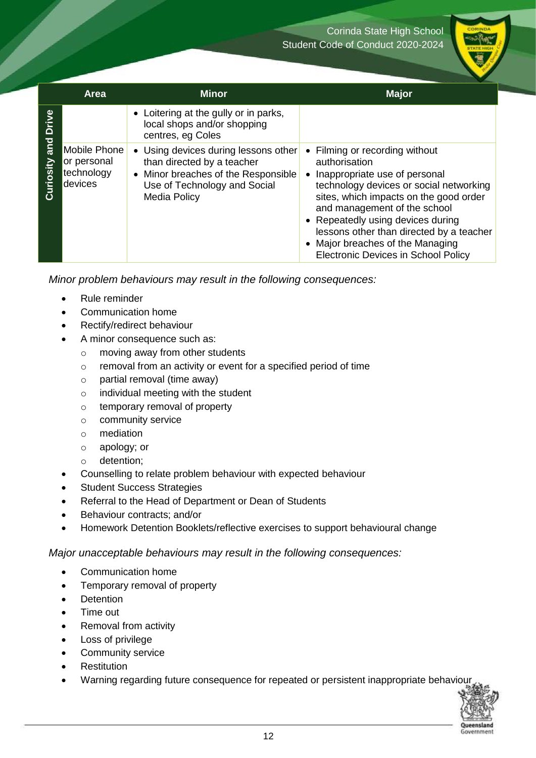| | Area | Minor | Major |
|---|---|---|---|
| Curiosity and Drive | | • Loitering at the gully or in parks, local shops and/or shopping centres, eg Coles | |
| | Mobile Phone or personal technology devices | • Using devices during lessons other than directed by a teacher<br>• Minor breaches of the Responsible Use of Technology and Social Media Policy | • Filming or recording without authorisation<br>• Inappropriate use of personal technology devices or social networking sites, which impacts on the good order and management of the school<br>• Repeatedly using devices during lessons other than directed by a teacher<br>• Major breaches of the Managing Electronic Devices in School Policy |

*Minor problem behaviours may result in the following consequences:*

- Rule reminder
- Communication home
- Rectify/redirect behaviour
- A minor consequence such as:
  - moving away from other students
  - removal from an activity or event for a specified period of time
  - partial removal (time away)
  - individual meeting with the student
  - temporary removal of property
  - community service
  - mediation
  - apology; or
  - detention;
- Counselling to relate problem behaviour with expected behaviour
- Student Success Strategies
- Referral to the Head of Department or Dean of Students
- Behaviour contracts; and/or
- Homework Detention Booklets/reflective exercises to support behavioural change

*Major unacceptable behaviours may result in the following consequences:*

- Communication home
- Temporary removal of property
- Detention
- Time out
- Removal from activity
- Loss of privilege
- Community service
- Restitution
- Warning regarding future consequence for repeated or persistent inappropriate behaviour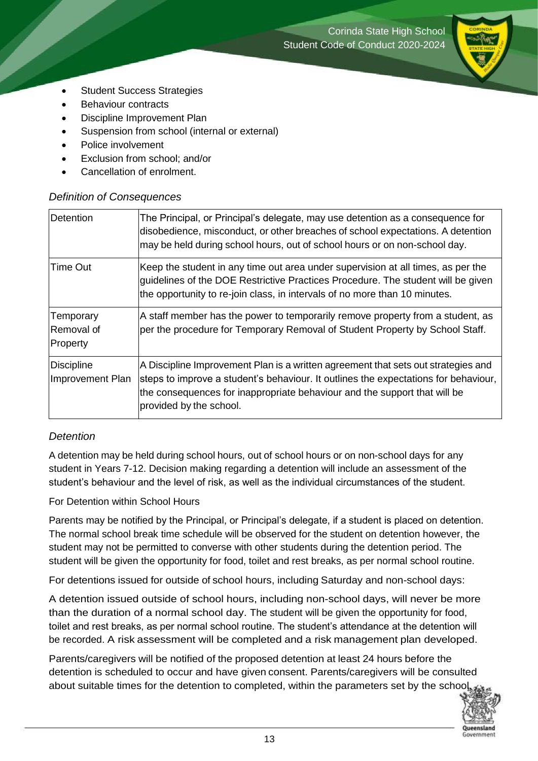- Student Success Strategies
- Behaviour contracts
- Discipline Improvement Plan
- Suspension from school (internal or external)
- Police involvement
- Exclusion from school; and/or
- Cancellation of enrolment.

*Definition of Consequences*

| | |
|---|---|
| Detention | The Principal, or Principal's delegate, may use detention as a consequence for disobedience, misconduct, or other breaches of school expectations. A detention may be held during school hours, out of school hours or on non-school day. |
| Time Out | Keep the student in any time out area under supervision at all times, as per the guidelines of the DOE Restrictive Practices Procedure. The student will be given the opportunity to re-join class, in intervals of no more than 10 minutes. |
| Temporary Removal of Property | A staff member has the power to temporarily remove property from a student, as per the procedure for Temporary Removal of Student Property by School Staff. |
| Discipline Improvement Plan | A Discipline Improvement Plan is a written agreement that sets out strategies and steps to improve a student's behaviour. It outlines the expectations for behaviour, the consequences for inappropriate behaviour and the support that will be provided by the school. |

*Detention*

A detention may be held during school hours, out of school hours or on non-school days for any student in Years 7-12. Decision making regarding a detention will include an assessment of the student's behaviour and the level of risk, as well as the individual circumstances of the student.

For Detention within School Hours

Parents may be notified by the Principal, or Principal's delegate, if a student is placed on detention. The normal school break time schedule will be observed for the student on detention however, the student may not be permitted to converse with other students during the detention period. The student will be given the opportunity for food, toilet and rest breaks, as per normal school routine.

For detentions issued for outside of school hours, including Saturday and non-school days:

A detention issued outside of school hours, including non-school days, will never be more than the duration of a normal school day. The student will be given the opportunity for food, toilet and rest breaks, as per normal school routine. The student's attendance at the detention will be recorded. A risk assessment will be completed and a risk management plan developed.

Parents/caregivers will be notified of the proposed detention at least 24 hours before the detention is scheduled to occur and have given consent. Parents/caregivers will be consulted about suitable times for the detention to completed, within the parameters set by the school.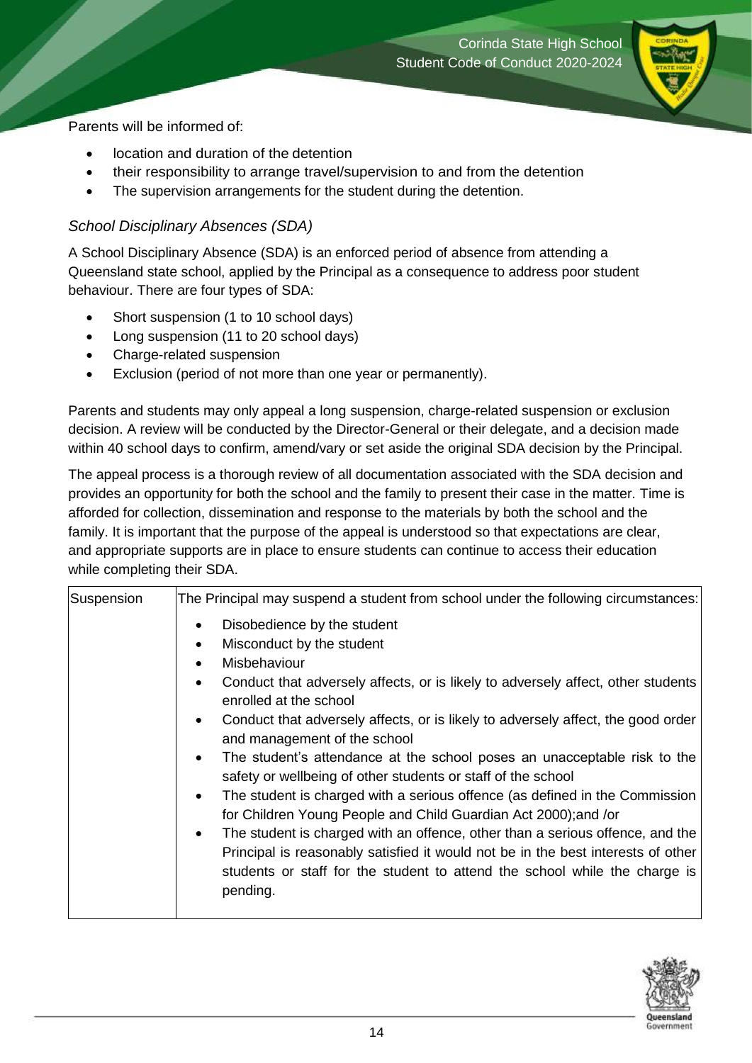Parents will be informed of:

- location and duration of the detention
- their responsibility to arrange travel/supervision to and from the detention
- The supervision arrangements for the student during the detention.

### *School Disciplinary Absences (SDA)*

A School Disciplinary Absence (SDA) is an enforced period of absence from attending a Queensland state school, applied by the Principal as a consequence to address poor student behaviour. There are four types of SDA:

- Short suspension (1 to 10 school days)
- Long suspension (11 to 20 school days)
- Charge-related suspension
- Exclusion (period of not more than one year or permanently).

Parents and students may only appeal a long suspension, charge-related suspension or exclusion decision. A review will be conducted by the Director-General or their delegate, and a decision made within 40 school days to confirm, amend/vary or set aside the original SDA decision by the Principal.

The appeal process is a thorough review of all documentation associated with the SDA decision and provides an opportunity for both the school and the family to present their case in the matter. Time is afforded for collection, dissemination and response to the materials by both the school and the family. It is important that the purpose of the appeal is understood so that expectations are clear, and appropriate supports are in place to ensure students can continue to access their education while completing their SDA.

| Suspension | The Principal may suspend a student from school under the following circumstances:<br>• Disobedience by the student<br>• Misconduct by the student<br>• Misbehaviour<br>• Conduct that adversely affects, or is likely to adversely affect, other students enrolled at the school<br>• Conduct that adversely affects, or is likely to adversely affect, the good order and management of the school<br>• The student's attendance at the school poses an unacceptable risk to the safety or wellbeing of other students or staff of the school<br>• The student is charged with a serious offence (as defined in the Commission for Children Young People and Child Guardian Act 2000);and /or<br>• The student is charged with an offence, other than a serious offence, and the Principal is reasonably satisfied it would not be in the best interests of other students or staff for the student to attend the school while the charge is pending. |
|---|---|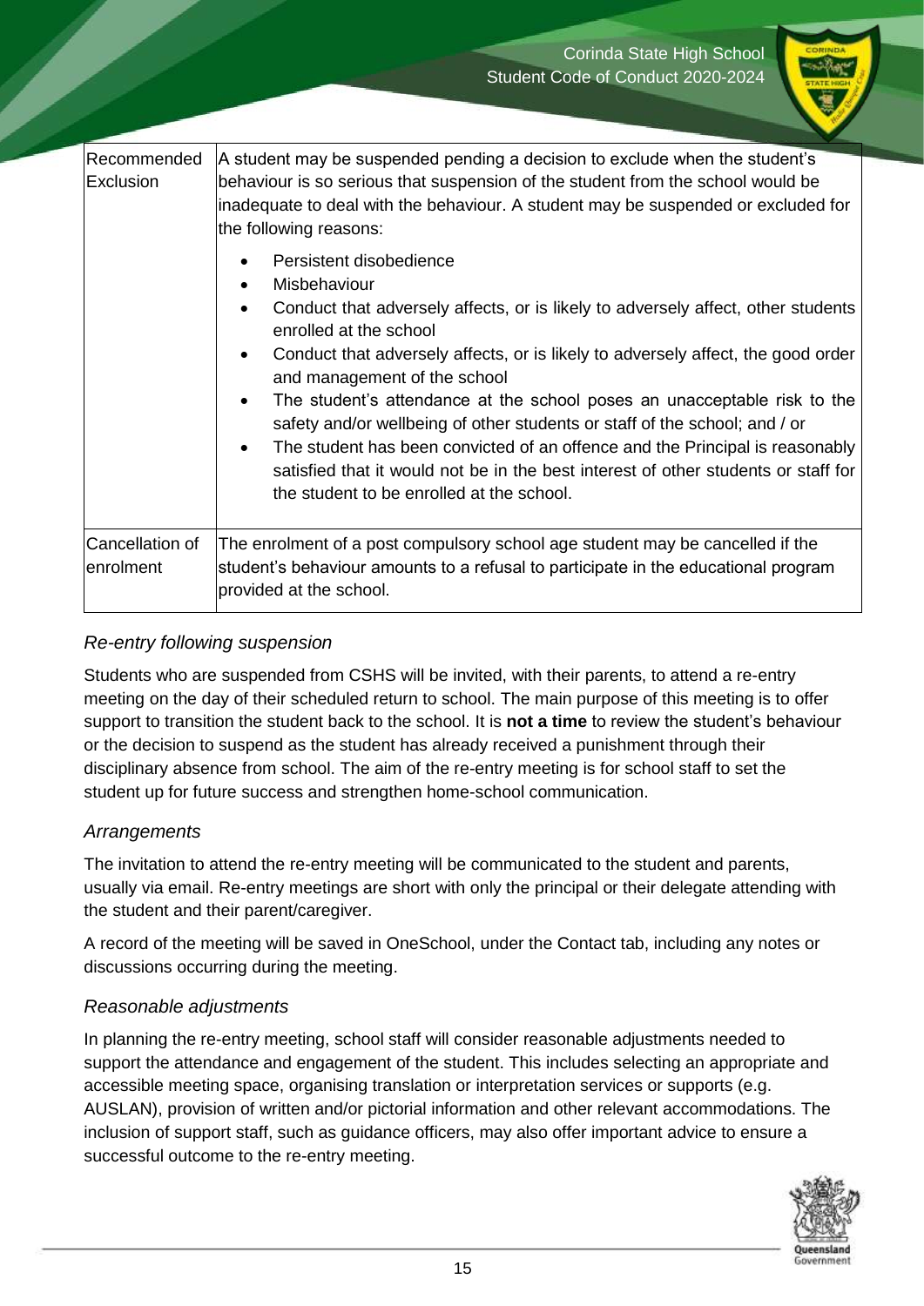| | |
|---|---|
| Recommended Exclusion | A student may be suspended pending a decision to exclude when the student's behaviour is so serious that suspension of the student from the school would be inadequate to deal with the behaviour. A student may be suspended or excluded for the following reasons:<br>• Persistent disobedience<br>• Misbehaviour<br>• Conduct that adversely affects, or is likely to adversely affect, other students enrolled at the school<br>• Conduct that adversely affects, or is likely to adversely affect, the good order and management of the school<br>• The student's attendance at the school poses an unacceptable risk to the safety and/or wellbeing of other students or staff of the school; and / or<br>• The student has been convicted of an offence and the Principal is reasonably satisfied that it would not be in the best interest of other students or staff for the student to be enrolled at the school. |
| Cancellation of enrolment | The enrolment of a post compulsory school age student may be cancelled if the student's behaviour amounts to a refusal to participate in the educational program provided at the school. |

### *Re-entry following suspension*

Students who are suspended from CSHS will be invited, with their parents, to attend a re-entry meeting on the day of their scheduled return to school. The main purpose of this meeting is to offer support to transition the student back to the school. It is **not a time** to review the student's behaviour or the decision to suspend as the student has already received a punishment through their disciplinary absence from school. The aim of the re-entry meeting is for school staff to set the student up for future success and strengthen home-school communication.

### *Arrangements*

The invitation to attend the re-entry meeting will be communicated to the student and parents, usually via email. Re-entry meetings are short with only the principal or their delegate attending with the student and their parent/caregiver.

A record of the meeting will be saved in OneSchool, under the Contact tab, including any notes or discussions occurring during the meeting.

### *Reasonable adjustments*

In planning the re-entry meeting, school staff will consider reasonable adjustments needed to support the attendance and engagement of the student. This includes selecting an appropriate and accessible meeting space, organising translation or interpretation services or supports (e.g. AUSLAN), provision of written and/or pictorial information and other relevant accommodations. The inclusion of support staff, such as guidance officers, may also offer important advice to ensure a successful outcome to the re-entry meeting.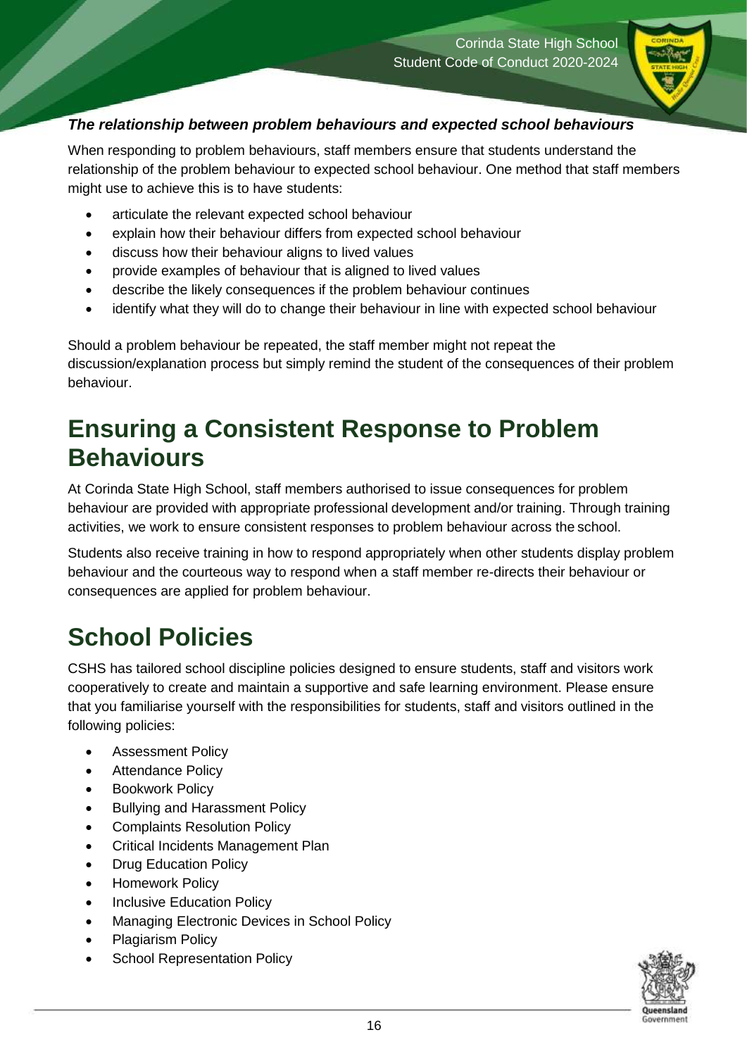***The relationship between problem behaviours and expected school behaviours***

When responding to problem behaviours, staff members ensure that students understand the relationship of the problem behaviour to expected school behaviour. One method that staff members might use to achieve this is to have students:

- articulate the relevant expected school behaviour
- explain how their behaviour differs from expected school behaviour
- discuss how their behaviour aligns to lived values
- provide examples of behaviour that is aligned to lived values
- describe the likely consequences if the problem behaviour continues
- identify what they will do to change their behaviour in line with expected school behaviour

Should a problem behaviour be repeated, the staff member might not repeat the discussion/explanation process but simply remind the student of the consequences of their problem behaviour.

# Ensuring a Consistent Response to Problem Behaviours

At Corinda State High School, staff members authorised to issue consequences for problem behaviour are provided with appropriate professional development and/or training. Through training activities, we work to ensure consistent responses to problem behaviour across the school.

Students also receive training in how to respond appropriately when other students display problem behaviour and the courteous way to respond when a staff member re-directs their behaviour or consequences are applied for problem behaviour.

# School Policies

CSHS has tailored school discipline policies designed to ensure students, staff and visitors work cooperatively to create and maintain a supportive and safe learning environment. Please ensure that you familiarise yourself with the responsibilities for students, staff and visitors outlined in the following policies:

- Assessment Policy
- Attendance Policy
- Bookwork Policy
- Bullying and Harassment Policy
- Complaints Resolution Policy
- Critical Incidents Management Plan
- Drug Education Policy
- Homework Policy
- Inclusive Education Policy
- Managing Electronic Devices in School Policy
- Plagiarism Policy
- School Representation Policy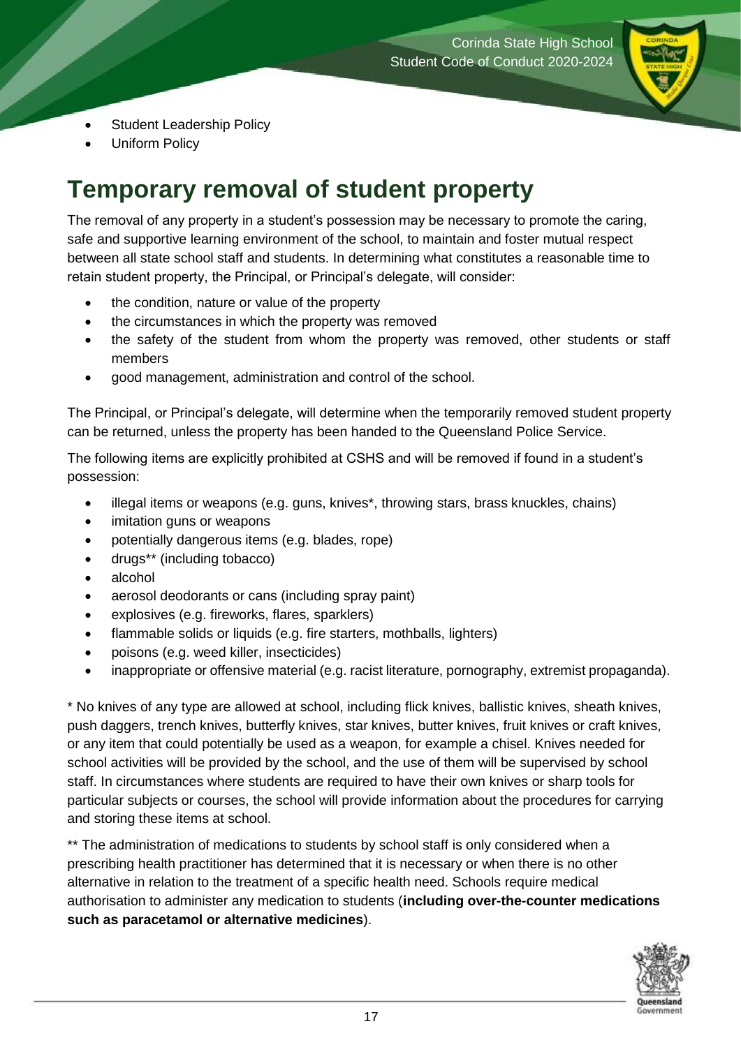- Student Leadership Policy
- Uniform Policy

# Temporary removal of student property

The removal of any property in a student's possession may be necessary to promote the caring, safe and supportive learning environment of the school, to maintain and foster mutual respect between all state school staff and students. In determining what constitutes a reasonable time to retain student property, the Principal, or Principal's delegate, will consider:

- the condition, nature or value of the property
- the circumstances in which the property was removed
- the safety of the student from whom the property was removed, other students or staff members
- good management, administration and control of the school.

The Principal, or Principal's delegate, will determine when the temporarily removed student property can be returned, unless the property has been handed to the Queensland Police Service.

The following items are explicitly prohibited at CSHS and will be removed if found in a student's possession:

- illegal items or weapons (e.g. guns, knives*, throwing stars, brass knuckles, chains)
- imitation guns or weapons
- potentially dangerous items (e.g. blades, rope)
- drugs** (including tobacco)
- alcohol
- aerosol deodorants or cans (including spray paint)
- explosives (e.g. fireworks, flares, sparklers)
- flammable solids or liquids (e.g. fire starters, mothballs, lighters)
- poisons (e.g. weed killer, insecticides)
- inappropriate or offensive material (e.g. racist literature, pornography, extremist propaganda).

* No knives of any type are allowed at school, including flick knives, ballistic knives, sheath knives, push daggers, trench knives, butterfly knives, star knives, butter knives, fruit knives or craft knives, or any item that could potentially be used as a weapon, for example a chisel. Knives needed for school activities will be provided by the school, and the use of them will be supervised by school staff. In circumstances where students are required to have their own knives or sharp tools for particular subjects or courses, the school will provide information about the procedures for carrying and storing these items at school.

** The administration of medications to students by school staff is only considered when a prescribing health practitioner has determined that it is necessary or when there is no other alternative in relation to the treatment of a specific health need. Schools require medical authorisation to administer any medication to students (**including over-the-counter medications such as paracetamol or alternative medicines**).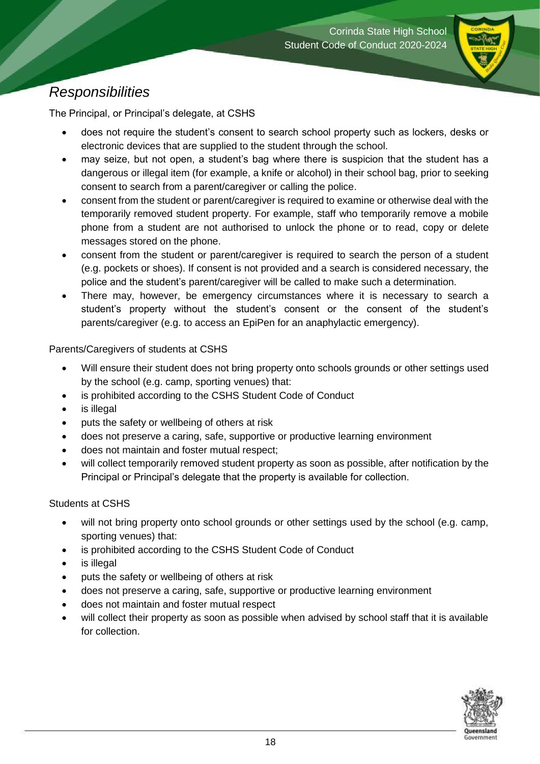## *Responsibilities*

The Principal, or Principal's delegate, at CSHS

- does not require the student's consent to search school property such as lockers, desks or electronic devices that are supplied to the student through the school.
- may seize, but not open, a student's bag where there is suspicion that the student has a dangerous or illegal item (for example, a knife or alcohol) in their school bag, prior to seeking consent to search from a parent/caregiver or calling the police.
- consent from the student or parent/caregiver is required to examine or otherwise deal with the temporarily removed student property. For example, staff who temporarily remove a mobile phone from a student are not authorised to unlock the phone or to read, copy or delete messages stored on the phone.
- consent from the student or parent/caregiver is required to search the person of a student (e.g. pockets or shoes). If consent is not provided and a search is considered necessary, the police and the student's parent/caregiver will be called to make such a determination.
- There may, however, be emergency circumstances where it is necessary to search a student's property without the student's consent or the consent of the student's parents/caregiver (e.g. to access an EpiPen for an anaphylactic emergency).

Parents/Caregivers of students at CSHS

- Will ensure their student does not bring property onto schools grounds or other settings used by the school (e.g. camp, sporting venues) that:
- is prohibited according to the CSHS Student Code of Conduct
- is illegal
- puts the safety or wellbeing of others at risk
- does not preserve a caring, safe, supportive or productive learning environment
- does not maintain and foster mutual respect;
- will collect temporarily removed student property as soon as possible, after notification by the Principal or Principal's delegate that the property is available for collection.

Students at CSHS

- will not bring property onto school grounds or other settings used by the school (e.g. camp, sporting venues) that:
- is prohibited according to the CSHS Student Code of Conduct
- is illegal
- puts the safety or wellbeing of others at risk
- does not preserve a caring, safe, supportive or productive learning environment
- does not maintain and foster mutual respect
- will collect their property as soon as possible when advised by school staff that it is available for collection.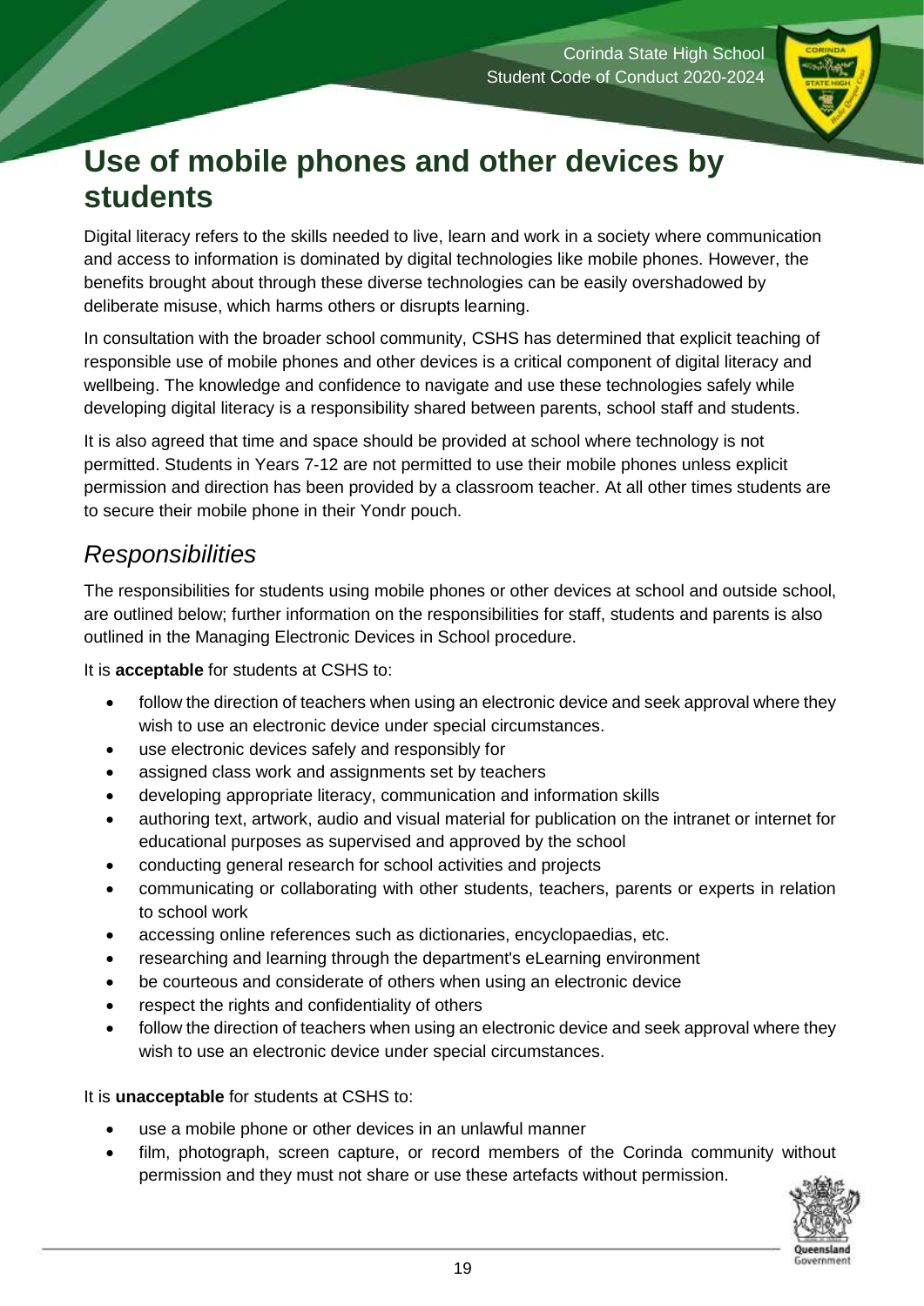# Use of mobile phones and other devices by students

Digital literacy refers to the skills needed to live, learn and work in a society where communication and access to information is dominated by digital technologies like mobile phones. However, the benefits brought about through these diverse technologies can be easily overshadowed by deliberate misuse, which harms others or disrupts learning.

In consultation with the broader school community, CSHS has determined that explicit teaching of responsible use of mobile phones and other devices is a critical component of digital literacy and wellbeing. The knowledge and confidence to navigate and use these technologies safely while developing digital literacy is a responsibility shared between parents, school staff and students.

It is also agreed that time and space should be provided at school where technology is not permitted. Students in Years 7-12 are not permitted to use their mobile phones unless explicit permission and direction has been provided by a classroom teacher. At all other times students are to secure their mobile phone in their Yondr pouch.

## *Responsibilities*

The responsibilities for students using mobile phones or other devices at school and outside school, are outlined below; further information on the responsibilities for staff, students and parents is also outlined in the Managing Electronic Devices in School procedure.

It is **acceptable** for students at CSHS to:

- follow the direction of teachers when using an electronic device and seek approval where they wish to use an electronic device under special circumstances.
- use electronic devices safely and responsibly for
- assigned class work and assignments set by teachers
- developing appropriate literacy, communication and information skills
- authoring text, artwork, audio and visual material for publication on the intranet or internet for educational purposes as supervised and approved by the school
- conducting general research for school activities and projects
- communicating or collaborating with other students, teachers, parents or experts in relation to school work
- accessing online references such as dictionaries, encyclopaedias, etc.
- researching and learning through the department's eLearning environment
- be courteous and considerate of others when using an electronic device
- respect the rights and confidentiality of others
- follow the direction of teachers when using an electronic device and seek approval where they wish to use an electronic device under special circumstances.

It is **unacceptable** for students at CSHS to:

- use a mobile phone or other devices in an unlawful manner
- film, photograph, screen capture, or record members of the Corinda community without permission and they must not share or use these artefacts without permission.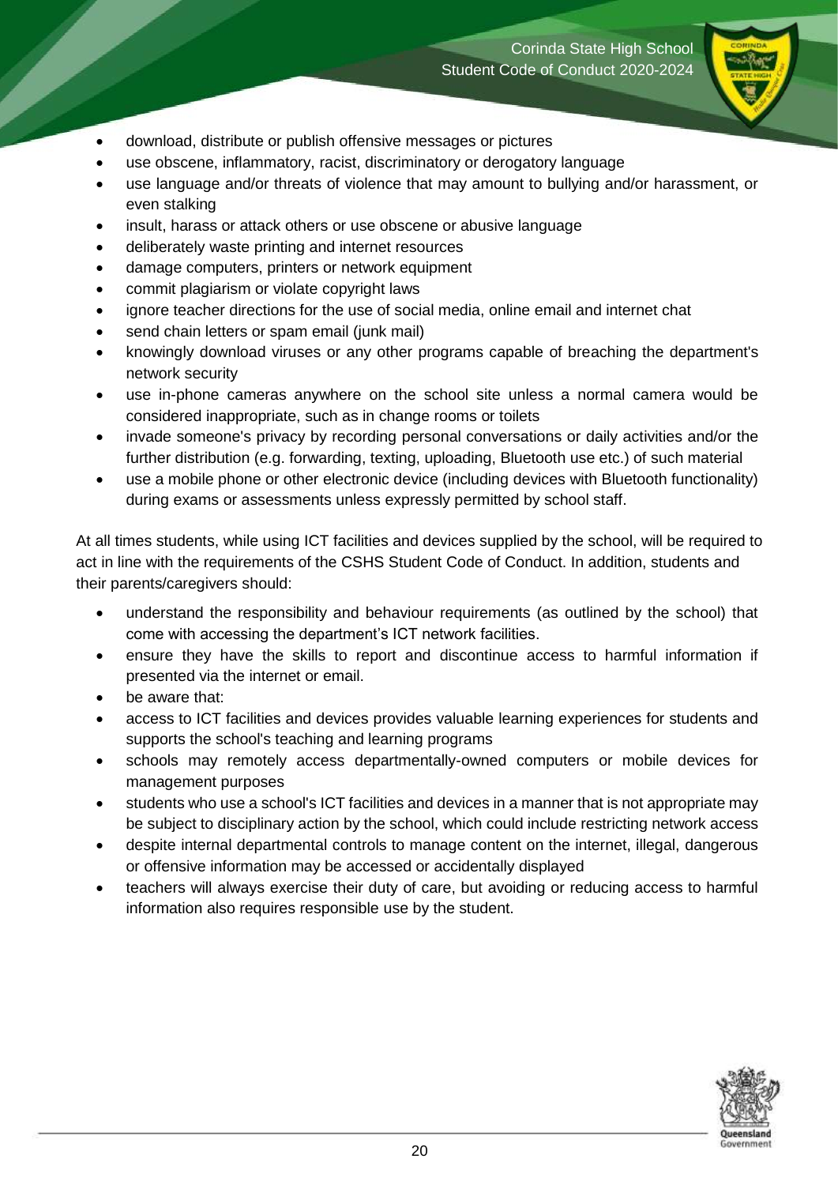- download, distribute or publish offensive messages or pictures
- use obscene, inflammatory, racist, discriminatory or derogatory language
- use language and/or threats of violence that may amount to bullying and/or harassment, or even stalking
- insult, harass or attack others or use obscene or abusive language
- deliberately waste printing and internet resources
- damage computers, printers or network equipment
- commit plagiarism or violate copyright laws
- ignore teacher directions for the use of social media, online email and internet chat
- send chain letters or spam email (junk mail)
- knowingly download viruses or any other programs capable of breaching the department's network security
- use in-phone cameras anywhere on the school site unless a normal camera would be considered inappropriate, such as in change rooms or toilets
- invade someone's privacy by recording personal conversations or daily activities and/or the further distribution (e.g. forwarding, texting, uploading, Bluetooth use etc.) of such material
- use a mobile phone or other electronic device (including devices with Bluetooth functionality) during exams or assessments unless expressly permitted by school staff.

At all times students, while using ICT facilities and devices supplied by the school, will be required to act in line with the requirements of the CSHS Student Code of Conduct. In addition, students and their parents/caregivers should:

- understand the responsibility and behaviour requirements (as outlined by the school) that come with accessing the department's ICT network facilities.
- ensure they have the skills to report and discontinue access to harmful information if presented via the internet or email.
- be aware that:
- access to ICT facilities and devices provides valuable learning experiences for students and supports the school's teaching and learning programs
- schools may remotely access departmentally-owned computers or mobile devices for management purposes
- students who use a school's ICT facilities and devices in a manner that is not appropriate may be subject to disciplinary action by the school, which could include restricting network access
- despite internal departmental controls to manage content on the internet, illegal, dangerous or offensive information may be accessed or accidentally displayed
- teachers will always exercise their duty of care, but avoiding or reducing access to harmful information also requires responsible use by the student.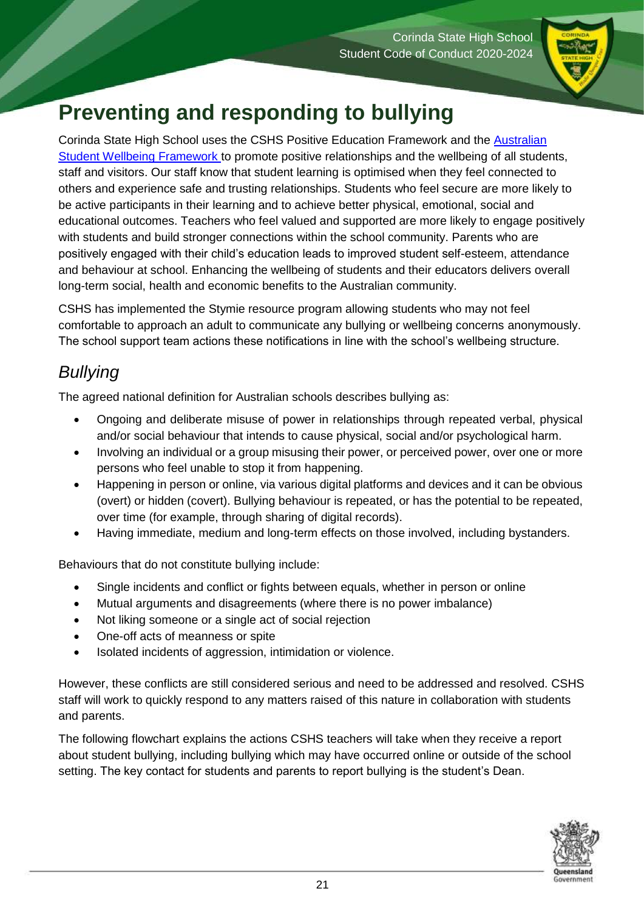# Preventing and responding to bullying

Corinda State High School uses the CSHS Positive Education Framework and the [Australian Student Wellbeing Framework](#) to promote positive relationships and the wellbeing of all students, staff and visitors. Our staff know that student learning is optimised when they feel connected to others and experience safe and trusting relationships. Students who feel secure are more likely to be active participants in their learning and to achieve better physical, emotional, social and educational outcomes. Teachers who feel valued and supported are more likely to engage positively with students and build stronger connections within the school community. Parents who are positively engaged with their child's education leads to improved student self-esteem, attendance and behaviour at school. Enhancing the wellbeing of students and their educators delivers overall long-term social, health and economic benefits to the Australian community.

CSHS has implemented the Stymie resource program allowing students who may not feel comfortable to approach an adult to communicate any bullying or wellbeing concerns anonymously. The school support team actions these notifications in line with the school's wellbeing structure.

## *Bullying*

The agreed national definition for Australian schools describes bullying as:

- Ongoing and deliberate misuse of power in relationships through repeated verbal, physical and/or social behaviour that intends to cause physical, social and/or psychological harm.
- Involving an individual or a group misusing their power, or perceived power, over one or more persons who feel unable to stop it from happening.
- Happening in person or online, via various digital platforms and devices and it can be obvious (overt) or hidden (covert). Bullying behaviour is repeated, or has the potential to be repeated, over time (for example, through sharing of digital records).
- Having immediate, medium and long-term effects on those involved, including bystanders.

Behaviours that do not constitute bullying include:

- Single incidents and conflict or fights between equals, whether in person or online
- Mutual arguments and disagreements (where there is no power imbalance)
- Not liking someone or a single act of social rejection
- One-off acts of meanness or spite
- Isolated incidents of aggression, intimidation or violence.

However, these conflicts are still considered serious and need to be addressed and resolved. CSHS staff will work to quickly respond to any matters raised of this nature in collaboration with students and parents.

The following flowchart explains the actions CSHS teachers will take when they receive a report about student bullying, including bullying which may have occurred online or outside of the school setting. The key contact for students and parents to report bullying is the student's Dean.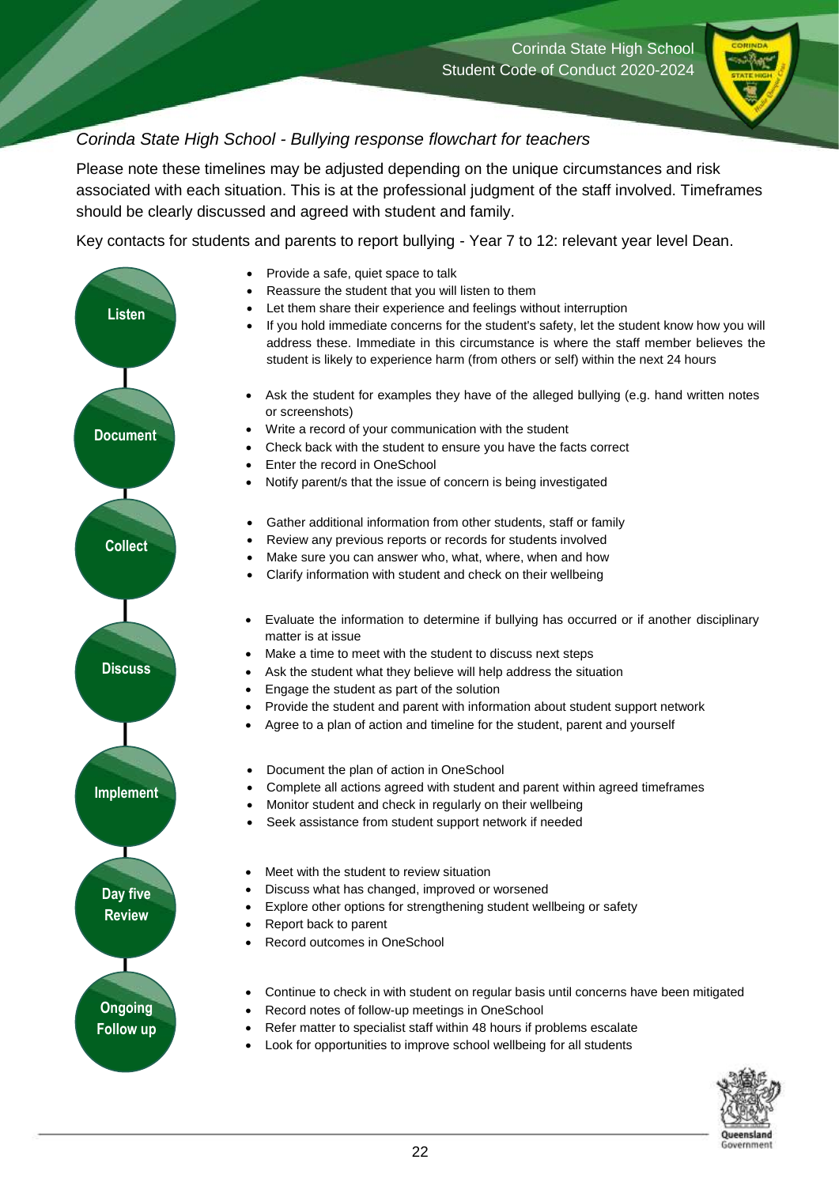*Corinda State High School - Bullying response flowchart for teachers*

Please note these timelines may be adjusted depending on the unique circumstances and risk associated with each situation. This is at the professional judgment of the staff involved. Timeframes should be clearly discussed and agreed with student and family.

Key contacts for students and parents to report bullying - Year 7 to 12: relevant year level Dean.

**Listen**

- Provide a safe, quiet space to talk
- Reassure the student that you will listen to them
- Let them share their experience and feelings without interruption
- If you hold immediate concerns for the student's safety, let the student know how you will address these. Immediate in this circumstance is where the staff member believes the student is likely to experience harm (from others or self) within the next 24 hours

**Document**

- Ask the student for examples they have of the alleged bullying (e.g. hand written notes or screenshots)
- Write a record of your communication with the student
- Check back with the student to ensure you have the facts correct
- Enter the record in OneSchool
- Notify parent/s that the issue of concern is being investigated

**Collect**

- Gather additional information from other students, staff or family
- Review any previous reports or records for students involved
- Make sure you can answer who, what, where, when and how
- Clarify information with student and check on their wellbeing

**Discuss**

- Evaluate the information to determine if bullying has occurred or if another disciplinary matter is at issue
- Make a time to meet with the student to discuss next steps
- Ask the student what they believe will help address the situation
- Engage the student as part of the solution
- Provide the student and parent with information about student support network
- Agree to a plan of action and timeline for the student, parent and yourself

**Implement**

- Document the plan of action in OneSchool
- Complete all actions agreed with student and parent within agreed timeframes
- Monitor student and check in regularly on their wellbeing
- Seek assistance from student support network if needed

**Day five Review**

- Meet with the student to review situation
- Discuss what has changed, improved or worsened
- Explore other options for strengthening student wellbeing or safety
- Report back to parent
- Record outcomes in OneSchool

**Ongoing Follow up**

- Continue to check in with student on regular basis until concerns have been mitigated
- Record notes of follow-up meetings in OneSchool
- Refer matter to specialist staff within 48 hours if problems escalate
- Look for opportunities to improve school wellbeing for all students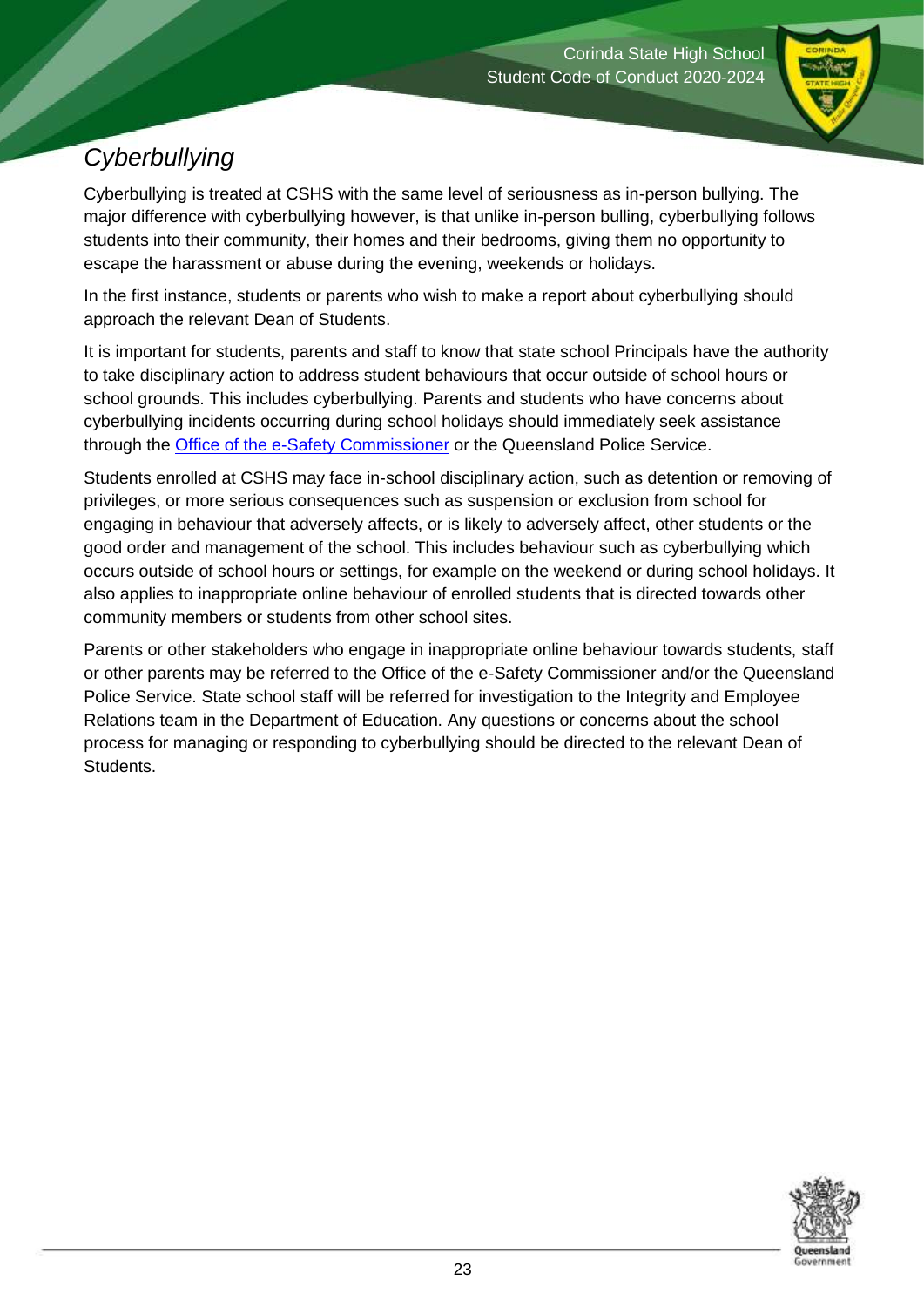## *Cyberbullying*

Cyberbullying is treated at CSHS with the same level of seriousness as in-person bullying. The major difference with cyberbullying however, is that unlike in-person bulling, cyberbullying follows students into their community, their homes and their bedrooms, giving them no opportunity to escape the harassment or abuse during the evening, weekends or holidays.

In the first instance, students or parents who wish to make a report about cyberbullying should approach the relevant Dean of Students.

It is important for students, parents and staff to know that state school Principals have the authority to take disciplinary action to address student behaviours that occur outside of school hours or school grounds. This includes cyberbullying. Parents and students who have concerns about cyberbullying incidents occurring during school holidays should immediately seek assistance through the Office of the e-Safety Commissioner or the Queensland Police Service.

Students enrolled at CSHS may face in-school disciplinary action, such as detention or removing of privileges, or more serious consequences such as suspension or exclusion from school for engaging in behaviour that adversely affects, or is likely to adversely affect, other students or the good order and management of the school. This includes behaviour such as cyberbullying which occurs outside of school hours or settings, for example on the weekend or during school holidays. It also applies to inappropriate online behaviour of enrolled students that is directed towards other community members or students from other school sites.

Parents or other stakeholders who engage in inappropriate online behaviour towards students, staff or other parents may be referred to the Office of the e-Safety Commissioner and/or the Queensland Police Service. State school staff will be referred for investigation to the Integrity and Employee Relations team in the Department of Education. Any questions or concerns about the school process for managing or responding to cyberbullying should be directed to the relevant Dean of Students.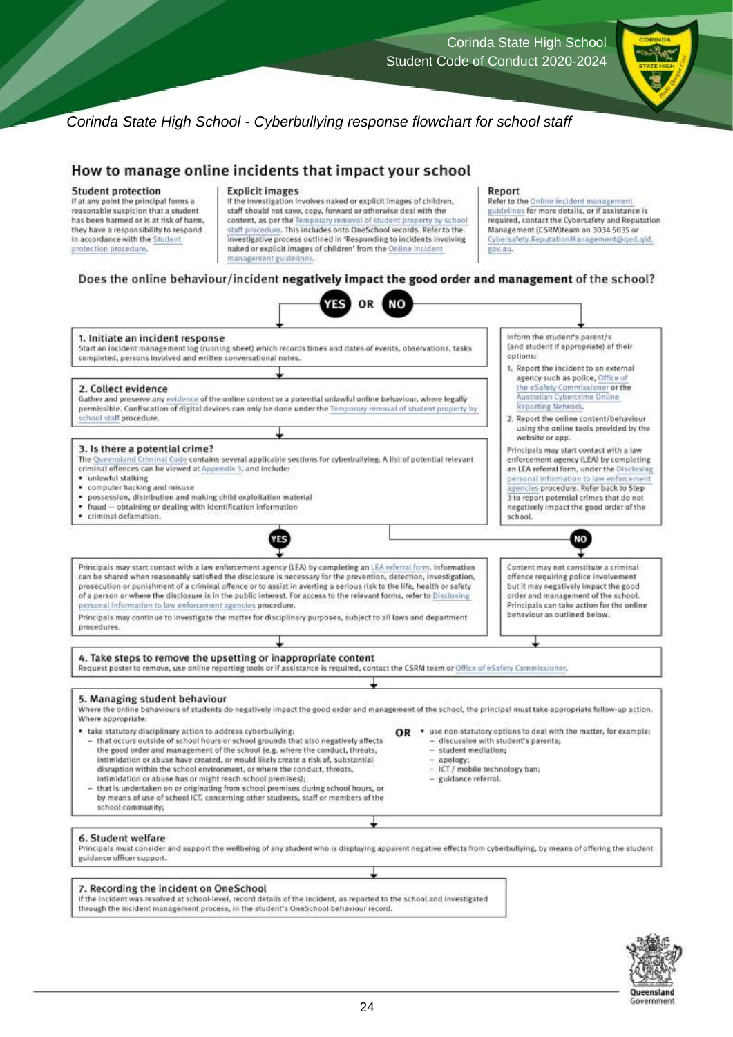*Corinda State High School - Cyberbullying response flowchart for school staff*

## How to manage online incidents that impact your school

### Student protection

If at any point the principal forms a reasonable suspicion that a student has been harmed or is at risk of harm, they have a responsibility to respond in accordance with the Student protection procedure.

### Explicit images

If the investigation involves naked or explicit images of children, staff should not save, copy, forward or otherwise deal with the content, as per the Temporary removal of student property by school staff procedure. This includes onto OneSchool records. Refer to the investigative process outlined in 'Responding to incidents involving naked or explicit images of children' from the Online incident management guidelines.

### Report

Refer to the Online incident management guidelines for more details, or if assistance is required, contact the Cybersafety and Reputation Management (CSRM)team on 3034 5035 or Cybersafety.ReputationManagement@qed.qld.gov.au.

Does the online behaviour/incident **negatively impact the good order and management** of the school?

**YES** OR **NO**

**YES:**

### 1. Initiate an incident response

Start an incident management log (running sheet) which records times and dates of events, observations, tasks completed, persons involved and written conversational notes.

### 2. Collect evidence

Gather and preserve any evidence of the online content or a potential unlawful online behaviour, where legally permissible. Confiscation of digital devices can only be done under the Temporary removal of student property by school staff procedure.

### 3. Is there a potential crime?

The Queensland Criminal Code contains several applicable sections for cyberbullying. A list of potential relevant criminal offences can be viewed at Appendix 3, and include:

- unlawful stalking
- computer hacking and misuse
- possession, distribution and making child exploitation material
- fraud — obtaining or dealing with identification information
- criminal defamation.

**YES:** Principals may start contact with a law enforcement agency (LEA) by completing an LEA referral form. Information can be shared when reasonably satisfied the disclosure is necessary for the prevention, detection, investigation, prosecution or punishment of a criminal offence or to assist in averting a serious risk to the life, health or safety of a person or where the disclosure is in the public interest. For access to the relevant forms, refer to Disclosing personal information to law enforcement agencies procedure.

Principals may continue to investigate the matter for disciplinary purposes, subject to all laws and department procedures.

**NO:** Content may not constitute a criminal offence requiring police involvement but it may negatively impact the good order and management of the school. Principals can take action for the online behaviour as outlined below.

**NO (does not negatively impact the good order and management of the school):**

Inform the student's parent/s (and student if appropriate) of their options:

1. Report the incident to an external agency such as police, Office of the eSafety Commissioner or the Australian Cybercrime Online Reporting Network.
2. Report the online content/behaviour using the online tools provided by the website or app.

Principals may start contact with a law enforcement agency (LEA) by completing an LEA referral form, under the Disclosing personal information to law enforcement agencies procedure. Refer back to Step 3 to report potential crimes that do not negatively impact the good order of the school.

### 4. Take steps to remove the upsetting or inappropriate content

Request poster to remove, use online reporting tools or if assistance is required, contact the CSRM team or Office of eSafety Commissioner.

### 5. Managing student behaviour

Where the online behaviours of students do negatively impact the good order and management of the school, the principal must take appropriate follow-up action. Where appropriate:

- take statutory disciplinary action to address cyberbullying:
  - that occurs outside of school hours or school grounds that also negatively affects the good order and management of the school (e.g. where the conduct, threats, intimidation or abuse have created, or would likely create a risk of, substantial disruption within the school environment, or where the conduct, threats, intimidation or abuse has or might reach school premises);
  - that is undertaken on or originating from school premises during school hours, or by means of use of school ICT, concerning other students, staff or members of the school community;

**OR**

- use non-statutory options to deal with the matter, for example:
  - discussion with student's parents;
  - student mediation;
  - apology;
  - ICT / mobile technology ban;
  - guidance referral.

### 6. Student welfare

Principals must consider and support the wellbeing of any student who is displaying apparent negative effects from cyberbullying, by means of offering the student guidance officer support.

### 7. Recording the incident on OneSchool

If the incident was resolved at school-level, record details of the incident, as reported to the school and investigated through the incident management process, in the student's OneSchool behaviour record.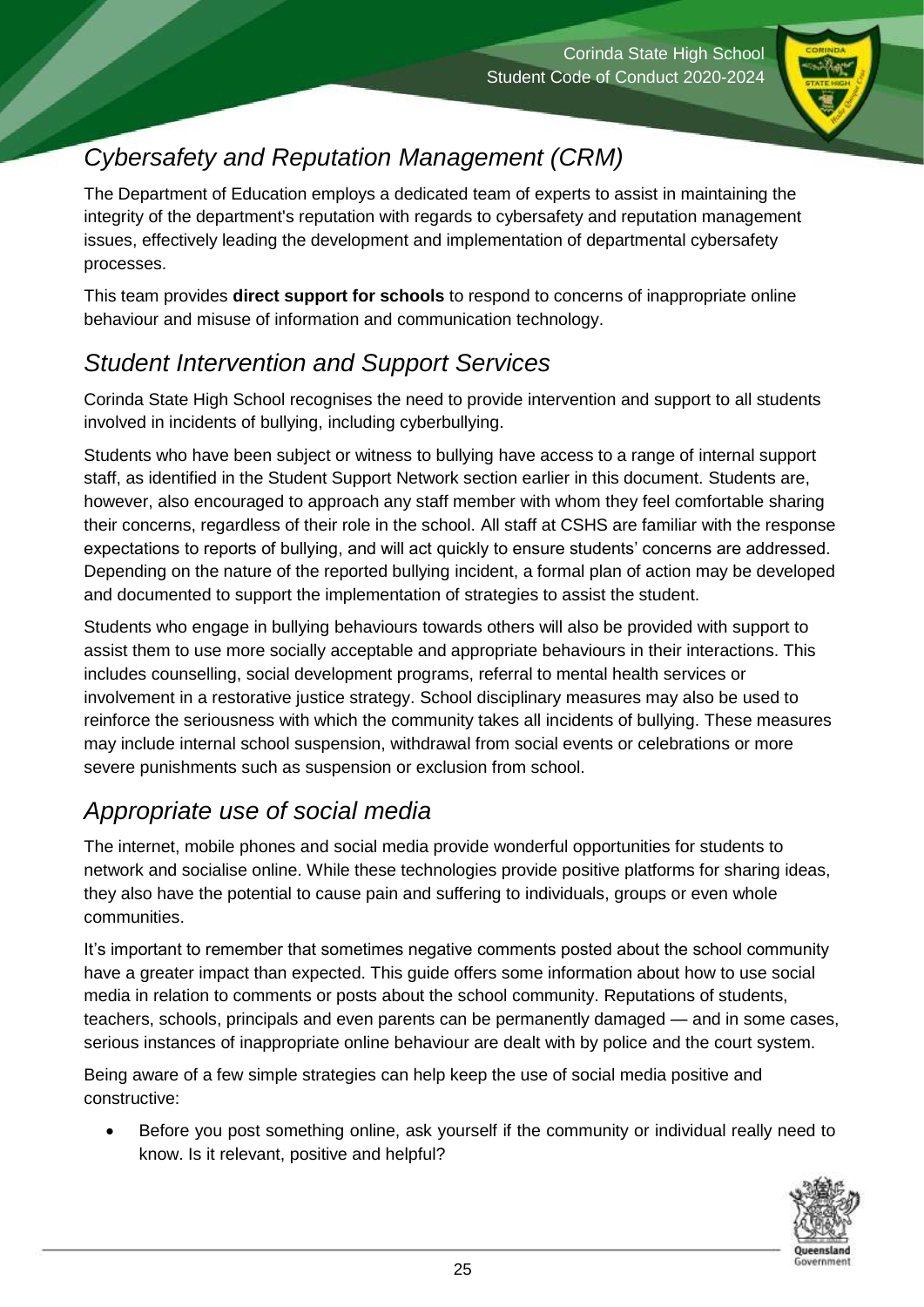## *Cybersafety and Reputation Management (CRM)*

The Department of Education employs a dedicated team of experts to assist in maintaining the integrity of the department's reputation with regards to cybersafety and reputation management issues, effectively leading the development and implementation of departmental cybersafety processes.

This team provides **direct support for schools** to respond to concerns of inappropriate online behaviour and misuse of information and communication technology.

## *Student Intervention and Support Services*

Corinda State High School recognises the need to provide intervention and support to all students involved in incidents of bullying, including cyberbullying.

Students who have been subject or witness to bullying have access to a range of internal support staff, as identified in the Student Support Network section earlier in this document. Students are, however, also encouraged to approach any staff member with whom they feel comfortable sharing their concerns, regardless of their role in the school. All staff at CSHS are familiar with the response expectations to reports of bullying, and will act quickly to ensure students' concerns are addressed. Depending on the nature of the reported bullying incident, a formal plan of action may be developed and documented to support the implementation of strategies to assist the student.

Students who engage in bullying behaviours towards others will also be provided with support to assist them to use more socially acceptable and appropriate behaviours in their interactions. This includes counselling, social development programs, referral to mental health services or involvement in a restorative justice strategy. School disciplinary measures may also be used to reinforce the seriousness with which the community takes all incidents of bullying. These measures may include internal school suspension, withdrawal from social events or celebrations or more severe punishments such as suspension or exclusion from school.

## *Appropriate use of social media*

The internet, mobile phones and social media provide wonderful opportunities for students to network and socialise online. While these technologies provide positive platforms for sharing ideas, they also have the potential to cause pain and suffering to individuals, groups or even whole communities.

It's important to remember that sometimes negative comments posted about the school community have a greater impact than expected. This guide offers some information about how to use social media in relation to comments or posts about the school community. Reputations of students, teachers, schools, principals and even parents can be permanently damaged — and in some cases, serious instances of inappropriate online behaviour are dealt with by police and the court system.

Being aware of a few simple strategies can help keep the use of social media positive and constructive:

- Before you post something online, ask yourself if the community or individual really need to know. Is it relevant, positive and helpful?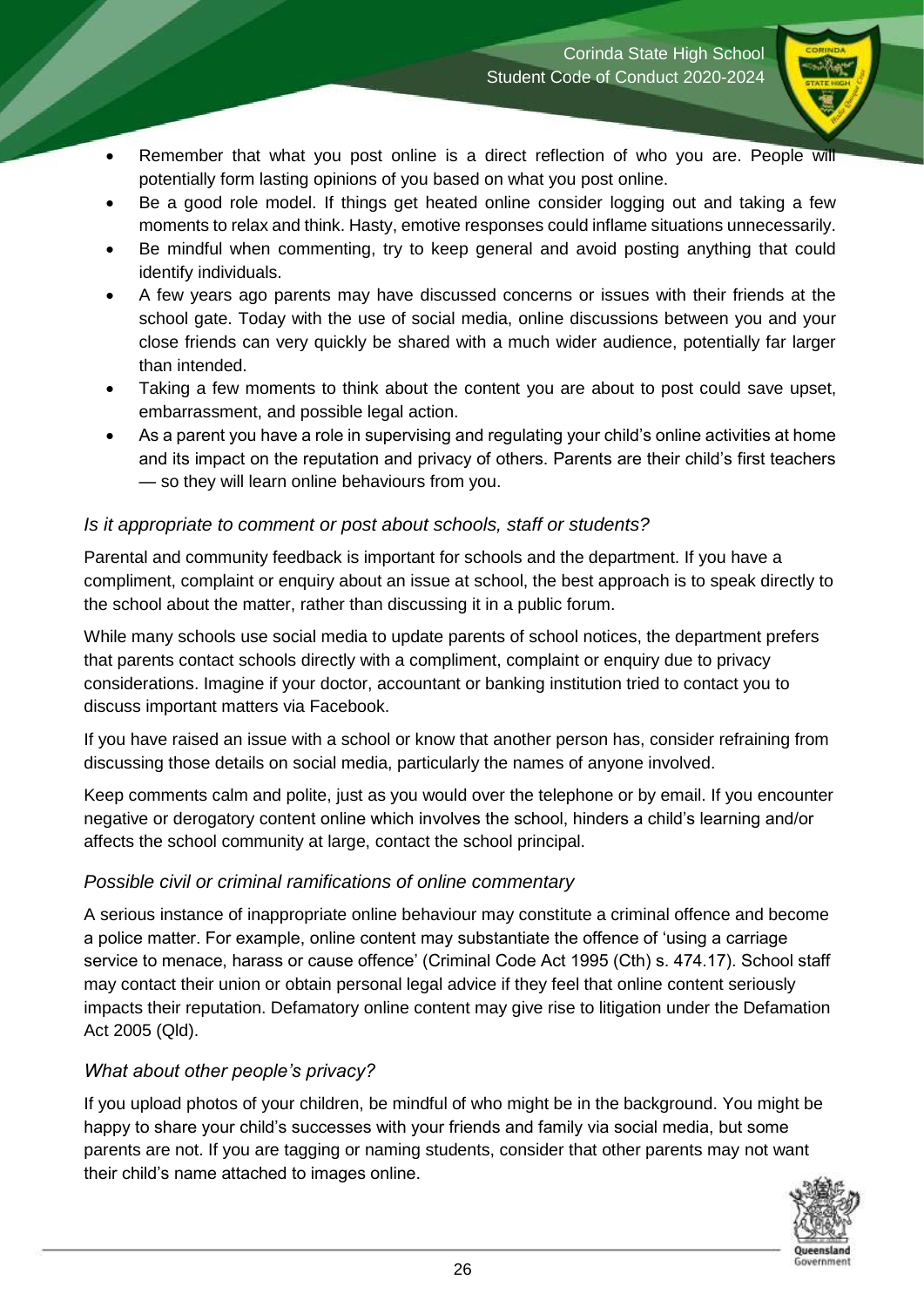- Remember that what you post online is a direct reflection of who you are. People will potentially form lasting opinions of you based on what you post online.
- Be a good role model. If things get heated online consider logging out and taking a few moments to relax and think. Hasty, emotive responses could inflame situations unnecessarily.
- Be mindful when commenting, try to keep general and avoid posting anything that could identify individuals.
- A few years ago parents may have discussed concerns or issues with their friends at the school gate. Today with the use of social media, online discussions between you and your close friends can very quickly be shared with a much wider audience, potentially far larger than intended.
- Taking a few moments to think about the content you are about to post could save upset, embarrassment, and possible legal action.
- As a parent you have a role in supervising and regulating your child's online activities at home and its impact on the reputation and privacy of others. Parents are their child's first teachers — so they will learn online behaviours from you.

### *Is it appropriate to comment or post about schools, staff or students?*

Parental and community feedback is important for schools and the department. If you have a compliment, complaint or enquiry about an issue at school, the best approach is to speak directly to the school about the matter, rather than discussing it in a public forum.

While many schools use social media to update parents of school notices, the department prefers that parents contact schools directly with a compliment, complaint or enquiry due to privacy considerations. Imagine if your doctor, accountant or banking institution tried to contact you to discuss important matters via Facebook.

If you have raised an issue with a school or know that another person has, consider refraining from discussing those details on social media, particularly the names of anyone involved.

Keep comments calm and polite, just as you would over the telephone or by email. If you encounter negative or derogatory content online which involves the school, hinders a child's learning and/or affects the school community at large, contact the school principal.

### *Possible civil or criminal ramifications of online commentary*

A serious instance of inappropriate online behaviour may constitute a criminal offence and become a police matter. For example, online content may substantiate the offence of 'using a carriage service to menace, harass or cause offence' (Criminal Code Act 1995 (Cth) s. 474.17). School staff may contact their union or obtain personal legal advice if they feel that online content seriously impacts their reputation. Defamatory online content may give rise to litigation under the Defamation Act 2005 (Qld).

### *What about other people's privacy?*

If you upload photos of your children, be mindful of who might be in the background. You might be happy to share your child's successes with your friends and family via social media, but some parents are not. If you are tagging or naming students, consider that other parents may not want their child's name attached to images online.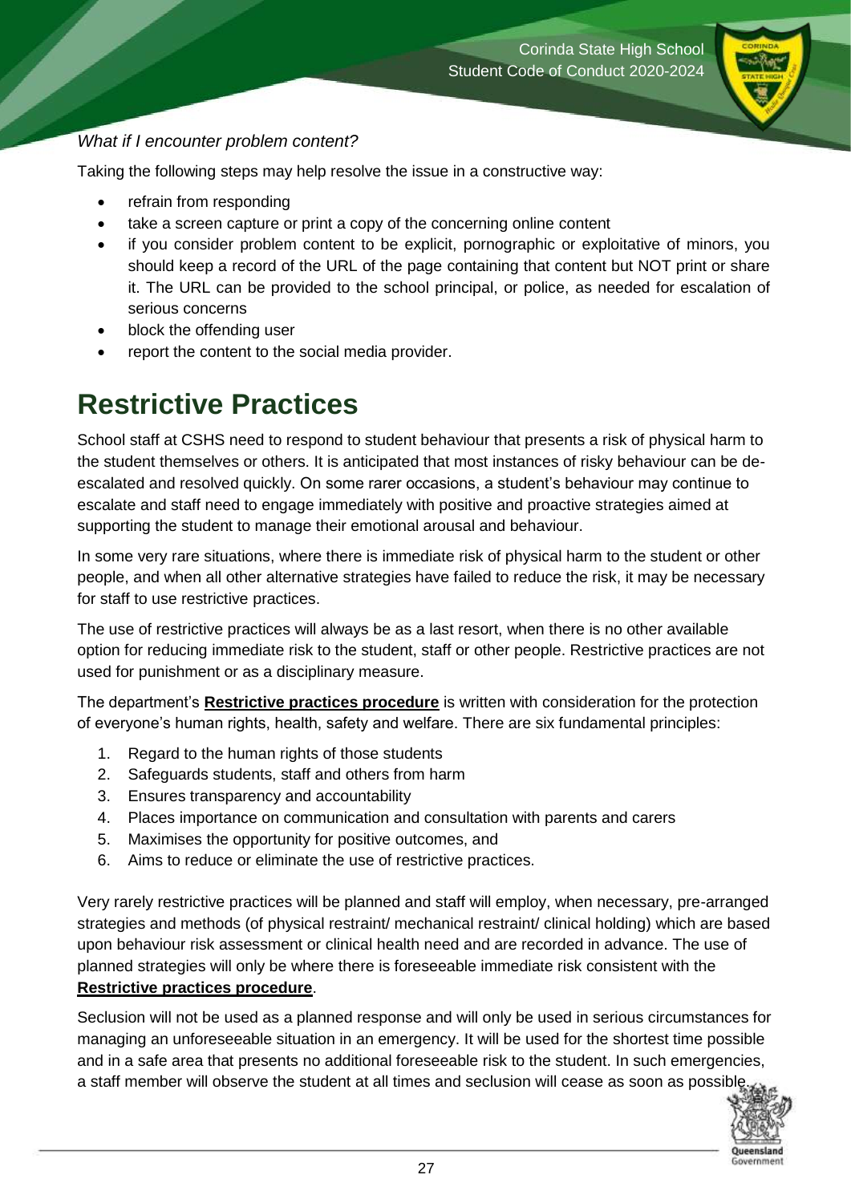*What if I encounter problem content?*

Taking the following steps may help resolve the issue in a constructive way:

- refrain from responding
- take a screen capture or print a copy of the concerning online content
- if you consider problem content to be explicit, pornographic or exploitative of minors, you should keep a record of the URL of the page containing that content but NOT print or share it. The URL can be provided to the school principal, or police, as needed for escalation of serious concerns
- block the offending user
- report the content to the social media provider.

# Restrictive Practices

School staff at CSHS need to respond to student behaviour that presents a risk of physical harm to the student themselves or others. It is anticipated that most instances of risky behaviour can be de-escalated and resolved quickly. On some rarer occasions, a student's behaviour may continue to escalate and staff need to engage immediately with positive and proactive strategies aimed at supporting the student to manage their emotional arousal and behaviour.

In some very rare situations, where there is immediate risk of physical harm to the student or other people, and when all other alternative strategies have failed to reduce the risk, it may be necessary for staff to use restrictive practices.

The use of restrictive practices will always be as a last resort, when there is no other available option for reducing immediate risk to the student, staff or other people. Restrictive practices are not used for punishment or as a disciplinary measure.

The department's **Restrictive practices procedure** is written with consideration for the protection of everyone's human rights, health, safety and welfare. There are six fundamental principles:

1. Regard to the human rights of those students
2. Safeguards students, staff and others from harm
3. Ensures transparency and accountability
4. Places importance on communication and consultation with parents and carers
5. Maximises the opportunity for positive outcomes, and
6. Aims to reduce or eliminate the use of restrictive practices.

Very rarely restrictive practices will be planned and staff will employ, when necessary, pre-arranged strategies and methods (of physical restraint/ mechanical restraint/ clinical holding) which are based upon behaviour risk assessment or clinical health need and are recorded in advance. The use of planned strategies will only be where there is foreseeable immediate risk consistent with the **Restrictive practices procedure**.

Seclusion will not be used as a planned response and will only be used in serious circumstances for managing an unforeseeable situation in an emergency. It will be used for the shortest time possible and in a safe area that presents no additional foreseeable risk to the student. In such emergencies, a staff member will observe the student at all times and seclusion will cease as soon as possible.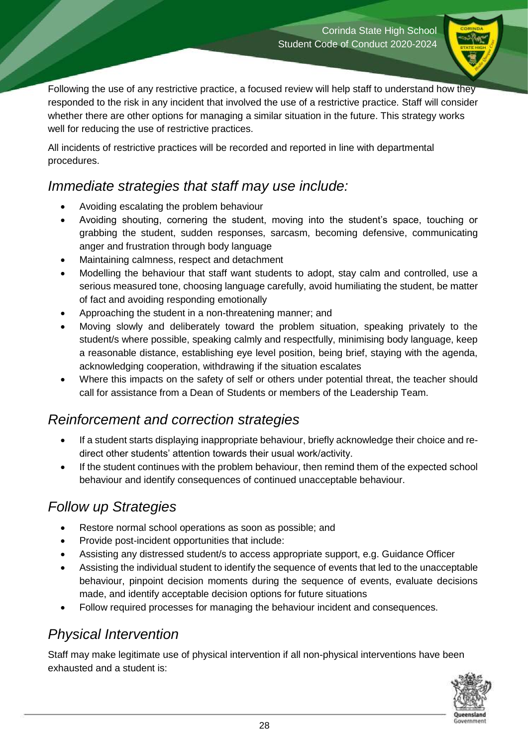Following the use of any restrictive practice, a focused review will help staff to understand how they responded to the risk in any incident that involved the use of a restrictive practice. Staff will consider whether there are other options for managing a similar situation in the future. This strategy works well for reducing the use of restrictive practices.

All incidents of restrictive practices will be recorded and reported in line with departmental procedures.

## *Immediate strategies that staff may use include:*

- Avoiding escalating the problem behaviour
- Avoiding shouting, cornering the student, moving into the student's space, touching or grabbing the student, sudden responses, sarcasm, becoming defensive, communicating anger and frustration through body language
- Maintaining calmness, respect and detachment
- Modelling the behaviour that staff want students to adopt, stay calm and controlled, use a serious measured tone, choosing language carefully, avoid humiliating the student, be matter of fact and avoiding responding emotionally
- Approaching the student in a non-threatening manner; and
- Moving slowly and deliberately toward the problem situation, speaking privately to the student/s where possible, speaking calmly and respectfully, minimising body language, keep a reasonable distance, establishing eye level position, being brief, staying with the agenda, acknowledging cooperation, withdrawing if the situation escalates
- Where this impacts on the safety of self or others under potential threat, the teacher should call for assistance from a Dean of Students or members of the Leadership Team.

## *Reinforcement and correction strategies*

- If a student starts displaying inappropriate behaviour, briefly acknowledge their choice and re-direct other students' attention towards their usual work/activity.
- If the student continues with the problem behaviour, then remind them of the expected school behaviour and identify consequences of continued unacceptable behaviour.

## *Follow up Strategies*

- Restore normal school operations as soon as possible; and
- Provide post-incident opportunities that include:
- Assisting any distressed student/s to access appropriate support, e.g. Guidance Officer
- Assisting the individual student to identify the sequence of events that led to the unacceptable behaviour, pinpoint decision moments during the sequence of events, evaluate decisions made, and identify acceptable decision options for future situations
- Follow required processes for managing the behaviour incident and consequences.

## *Physical Intervention*

Staff may make legitimate use of physical intervention if all non-physical interventions have been exhausted and a student is: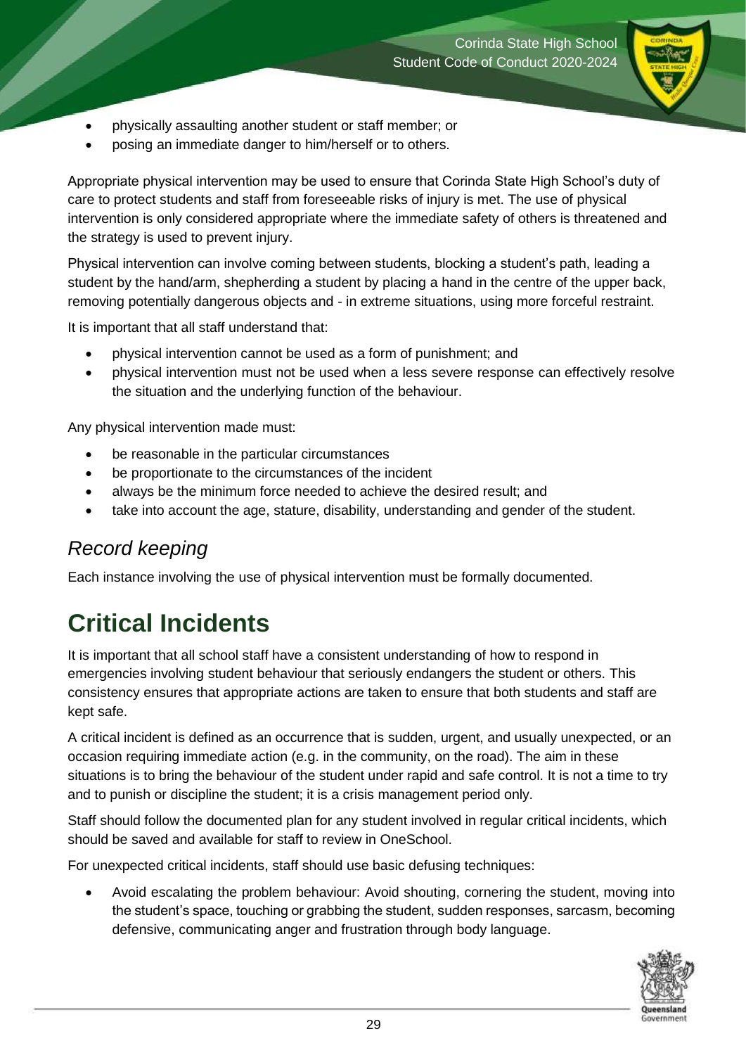- physically assaulting another student or staff member; or
- posing an immediate danger to him/herself or to others.

Appropriate physical intervention may be used to ensure that Corinda State High School's duty of care to protect students and staff from foreseeable risks of injury is met. The use of physical intervention is only considered appropriate where the immediate safety of others is threatened and the strategy is used to prevent injury.

Physical intervention can involve coming between students, blocking a student's path, leading a student by the hand/arm, shepherding a student by placing a hand in the centre of the upper back, removing potentially dangerous objects and - in extreme situations, using more forceful restraint.

It is important that all staff understand that:

- physical intervention cannot be used as a form of punishment; and
- physical intervention must not be used when a less severe response can effectively resolve the situation and the underlying function of the behaviour.

Any physical intervention made must:

- be reasonable in the particular circumstances
- be proportionate to the circumstances of the incident
- always be the minimum force needed to achieve the desired result; and
- take into account the age, stature, disability, understanding and gender of the student.

## *Record keeping*

Each instance involving the use of physical intervention must be formally documented.

# Critical Incidents

It is important that all school staff have a consistent understanding of how to respond in emergencies involving student behaviour that seriously endangers the student or others. This consistency ensures that appropriate actions are taken to ensure that both students and staff are kept safe.

A critical incident is defined as an occurrence that is sudden, urgent, and usually unexpected, or an occasion requiring immediate action (e.g. in the community, on the road). The aim in these situations is to bring the behaviour of the student under rapid and safe control. It is not a time to try and to punish or discipline the student; it is a crisis management period only.

Staff should follow the documented plan for any student involved in regular critical incidents, which should be saved and available for staff to review in OneSchool.

For unexpected critical incidents, staff should use basic defusing techniques:

- Avoid escalating the problem behaviour: Avoid shouting, cornering the student, moving into the student's space, touching or grabbing the student, sudden responses, sarcasm, becoming defensive, communicating anger and frustration through body language.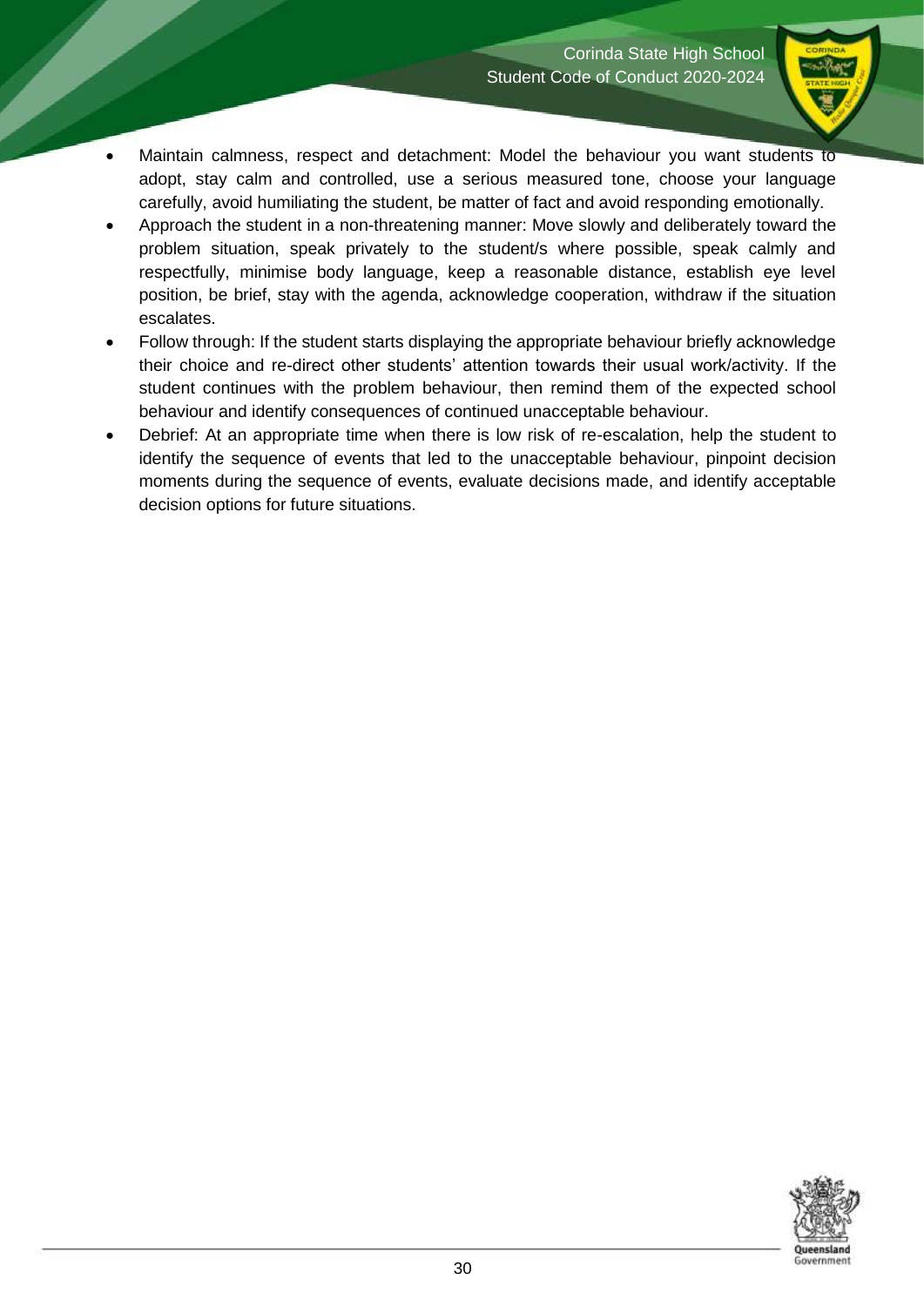- Maintain calmness, respect and detachment: Model the behaviour you want students to adopt, stay calm and controlled, use a serious measured tone, choose your language carefully, avoid humiliating the student, be matter of fact and avoid responding emotionally.
- Approach the student in a non-threatening manner: Move slowly and deliberately toward the problem situation, speak privately to the student/s where possible, speak calmly and respectfully, minimise body language, keep a reasonable distance, establish eye level position, be brief, stay with the agenda, acknowledge cooperation, withdraw if the situation escalates.
- Follow through: If the student starts displaying the appropriate behaviour briefly acknowledge their choice and re-direct other students' attention towards their usual work/activity. If the student continues with the problem behaviour, then remind them of the expected school behaviour and identify consequences of continued unacceptable behaviour.
- Debrief: At an appropriate time when there is low risk of re-escalation, help the student to identify the sequence of events that led to the unacceptable behaviour, pinpoint decision moments during the sequence of events, evaluate decisions made, and identify acceptable decision options for future situations.